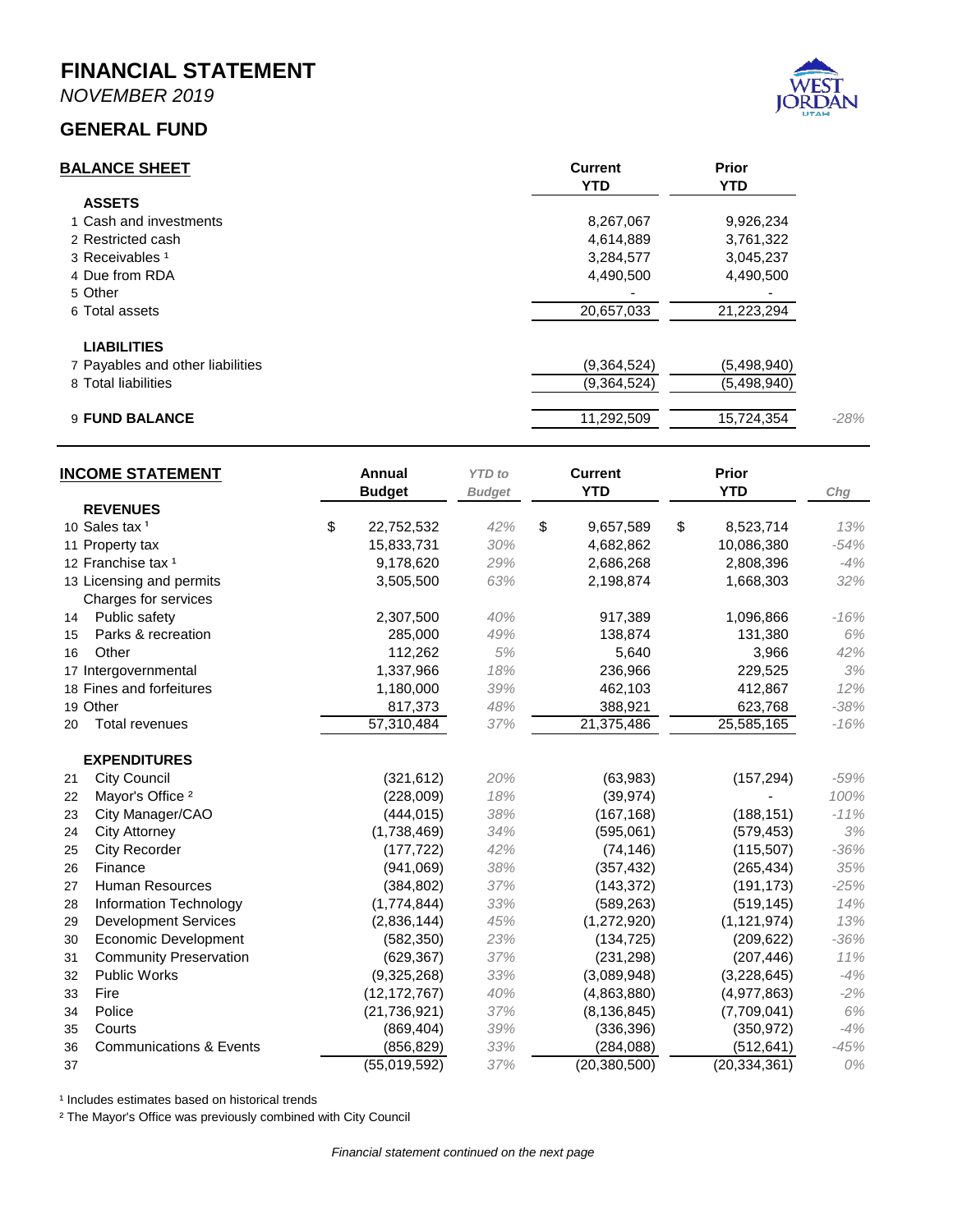# FINANCIAL STATEMENT

*NOVEMBER 2019*

## GENERAL FUND

| BALANCE SHEET | Current YTD | Prior YTD | |
|---|---|---|---|
| **ASSETS** | | | |
| 1 Cash and investments | 8,267,067 | 9,926,234 | |
| 2 Restricted cash | 4,614,889 | 3,761,322 | |
| 3 Receivables [1] | 3,284,577 | 3,045,237 | |
| 4 Due from RDA | 4,490,500 | 4,490,500 | |
| 5 Other | - | - | |
| 6 Total assets | 20,657,033 | 21,223,294 | |
| **LIABILITIES** | | | |
| 7 Payables and other liabilities | (9,364,524) | (5,498,940) | |
| 8 Total liabilities | (9,364,524) | (5,498,940) | |
| 9 **FUND BALANCE** | 11,292,509 | 15,724,354 | -28% |

| INCOME STATEMENT | Annual Budget | *YTD to Budget* | Current YTD | Prior YTD | *Chg* |
|---|---|---|---|---|---|
| **REVENUES** | | | | | |
| 10 Sales tax [1] | $ 22,752,532 | 42% | $ 9,657,589 | $ 8,523,714 | 13% |
| 11 Property tax | 15,833,731 | 30% | 4,682,862 | 10,086,380 | -54% |
| 12 Franchise tax [1] | 9,178,620 | 29% | 2,686,268 | 2,808,396 | -4% |
| 13 Licensing and permits | 3,505,500 | 63% | 2,198,874 | 1,668,303 | 32% |
| Charges for services | | | | | |
| 14 Public safety | 2,307,500 | 40% | 917,389 | 1,096,866 | -16% |
| 15 Parks & recreation | 285,000 | 49% | 138,874 | 131,380 | 6% |
| 16 Other | 112,262 | 5% | 5,640 | 3,966 | 42% |
| 17 Intergovernmental | 1,337,966 | 18% | 236,966 | 229,525 | 3% |
| 18 Fines and forfeitures | 1,180,000 | 39% | 462,103 | 412,867 | 12% |
| 19 Other | 817,373 | 48% | 388,921 | 623,768 | -38% |
| 20 Total revenues | 57,310,484 | 37% | 21,375,486 | 25,585,165 | -16% |
| **EXPENDITURES** | | | | | |
| 21 City Council | (321,612) | 20% | (63,983) | (157,294) | -59% |
| 22 Mayor's Office [2] | (228,009) | 18% | (39,974) | - | 100% |
| 23 City Manager/CAO | (444,015) | 38% | (167,168) | (188,151) | -11% |
| 24 City Attorney | (1,738,469) | 34% | (595,061) | (579,453) | 3% |
| 25 City Recorder | (177,722) | 42% | (74,146) | (115,507) | -36% |
| 26 Finance | (941,069) | 38% | (357,432) | (265,434) | 35% |
| 27 Human Resources | (384,802) | 37% | (143,372) | (191,173) | -25% |
| 28 Information Technology | (1,774,844) | 33% | (589,263) | (519,145) | 14% |
| 29 Development Services | (2,836,144) | 45% | (1,272,920) | (1,121,974) | 13% |
| 30 Economic Development | (582,350) | 23% | (134,725) | (209,622) | -36% |
| 31 Community Preservation | (629,367) | 37% | (231,298) | (207,446) | 11% |
| 32 Public Works | (9,325,268) | 33% | (3,089,948) | (3,228,645) | -4% |
| 33 Fire | (12,172,767) | 40% | (4,863,880) | (4,977,863) | -2% |
| 34 Police | (21,736,921) | 37% | (8,136,845) | (7,709,041) | 6% |
| 35 Courts | (869,404) | 39% | (336,396) | (350,972) | -4% |
| 36 Communications & Events | (856,829) | 33% | (284,088) | (512,641) | -45% |
| 37 | (55,019,592) | 37% | (20,380,500) | (20,334,361) | 0% |

[1] Includes estimates based on historical trends

[2] The Mayor's Office was previously combined with City Council

*Financial statement continued on the next page*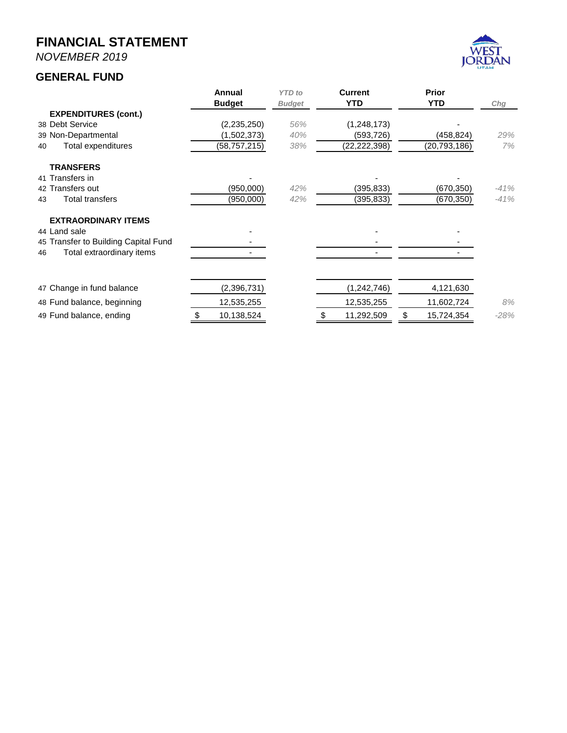# FINANCIAL STATEMENT

*NOVEMBER 2019*

## GENERAL FUND

| | | Annual Budget | *YTD to Budget* | Current YTD | Prior YTD | *Chg* |
|---|---|---|---|---|---|---|
| | **EXPENDITURES (cont.)** | | | | | |
| 38 | Debt Service | (2,235,250) | *56%* | (1,248,173) | - | |
| 39 | Non-Departmental | (1,502,373) | *40%* | (593,726) | (458,824) | *29%* |
| 40 | Total expenditures | (58,757,215) | *38%* | (22,222,398) | (20,793,186) | *7%* |
| | **TRANSFERS** | | | | | |
| 41 | Transfers in | - | | - | - | |
| 42 | Transfers out | (950,000) | *42%* | (395,833) | (670,350) | *-41%* |
| 43 | Total transfers | (950,000) | *42%* | (395,833) | (670,350) | *-41%* |
| | **EXTRAORDINARY ITEMS** | | | | | |
| 44 | Land sale | - | | - | - | |
| 45 | Transfer to Building Capital Fund | - | | - | - | |
| 46 | Total extraordinary items | - | | - | - | |
| 47 | Change in fund balance | (2,396,731) | | (1,242,746) | 4,121,630 | |
| 48 | Fund balance, beginning | 12,535,255 | | 12,535,255 | 11,602,724 | *8%* |
| 49 | Fund balance, ending | $ 10,138,524 | | $ 11,292,509 | $ 15,724,354 | *-28%* |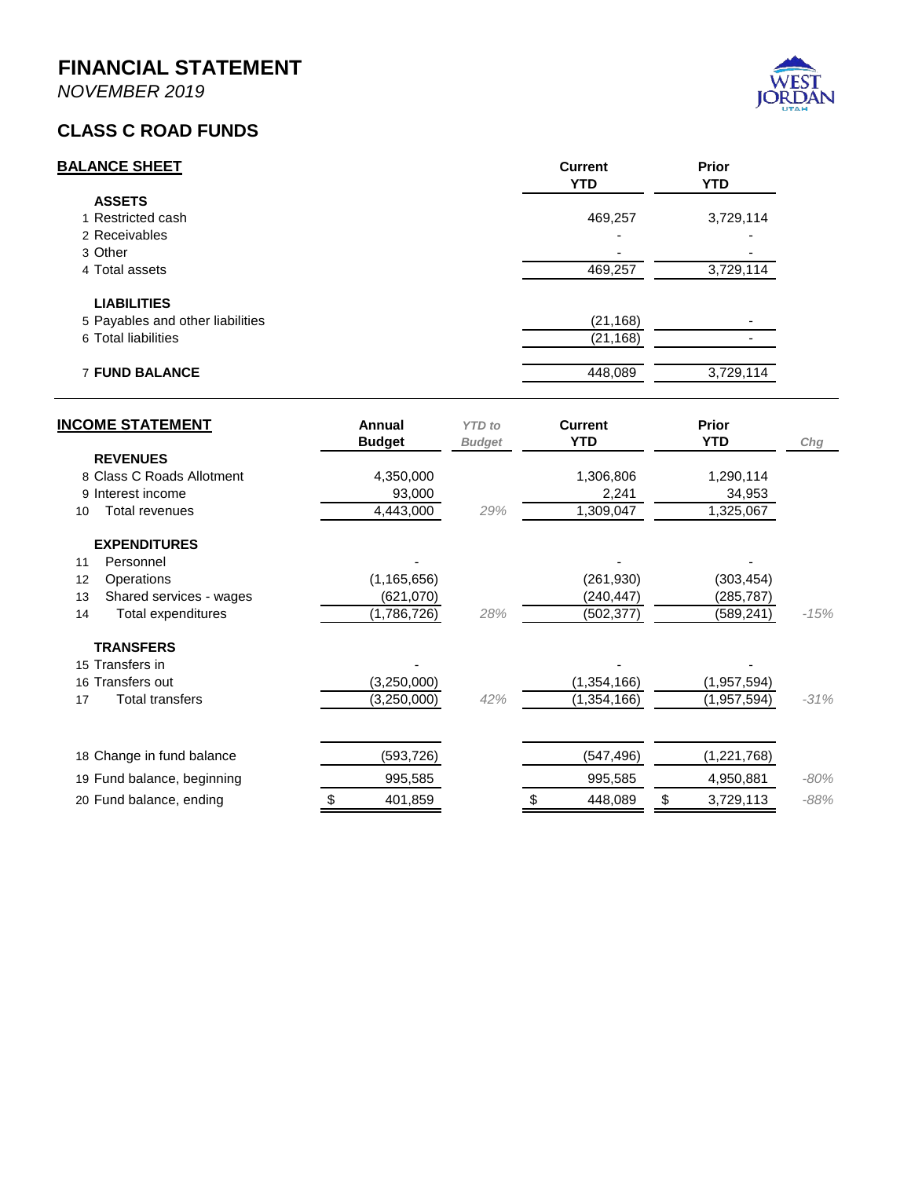# FINANCIAL STATEMENT

*NOVEMBER 2019*

## CLASS C ROAD FUNDS

| BALANCE SHEET | Current YTD | Prior YTD |
|---|---|---|
| **ASSETS** | | |
| 1 Restricted cash | 469,257 | 3,729,114 |
| 2 Receivables | - | - |
| 3 Other | - | - |
| 4 Total assets | 469,257 | 3,729,114 |
| **LIABILITIES** | | |
| 5 Payables and other liabilities | (21,168) | - |
| 6 Total liabilities | (21,168) | - |
| 7 **FUND BALANCE** | 448,089 | 3,729,114 |

| INCOME STATEMENT | Annual Budget | *YTD to Budget* | Current YTD | Prior YTD | *Chg* |
|---|---|---|---|---|---|
| **REVENUES** | | | | | |
| 8 Class C Roads Allotment | 4,350,000 | | 1,306,806 | 1,290,114 | |
| 9 Interest income | 93,000 | | 2,241 | 34,953 | |
| 10 Total revenues | 4,443,000 | *29%* | 1,309,047 | 1,325,067 | |
| **EXPENDITURES** | | | | | |
| 11 Personnel | - | | - | - | |
| 12 Operations | (1,165,656) | | (261,930) | (303,454) | |
| 13 Shared services - wages | (621,070) | | (240,447) | (285,787) | |
| 14 Total expenditures | (1,786,726) | *28%* | (502,377) | (589,241) | *-15%* |
| **TRANSFERS** | | | | | |
| 15 Transfers in | - | | - | - | |
| 16 Transfers out | (3,250,000) | | (1,354,166) | (1,957,594) | |
| 17 Total transfers | (3,250,000) | *42%* | (1,354,166) | (1,957,594) | *-31%* |
| 18 Change in fund balance | (593,726) | | (547,496) | (1,221,768) | |
| 19 Fund balance, beginning | 995,585 | | 995,585 | 4,950,881 | *-80%* |
| 20 Fund balance, ending | $ 401,859 | | $ 448,089 | $ 3,729,113 | *-88%* |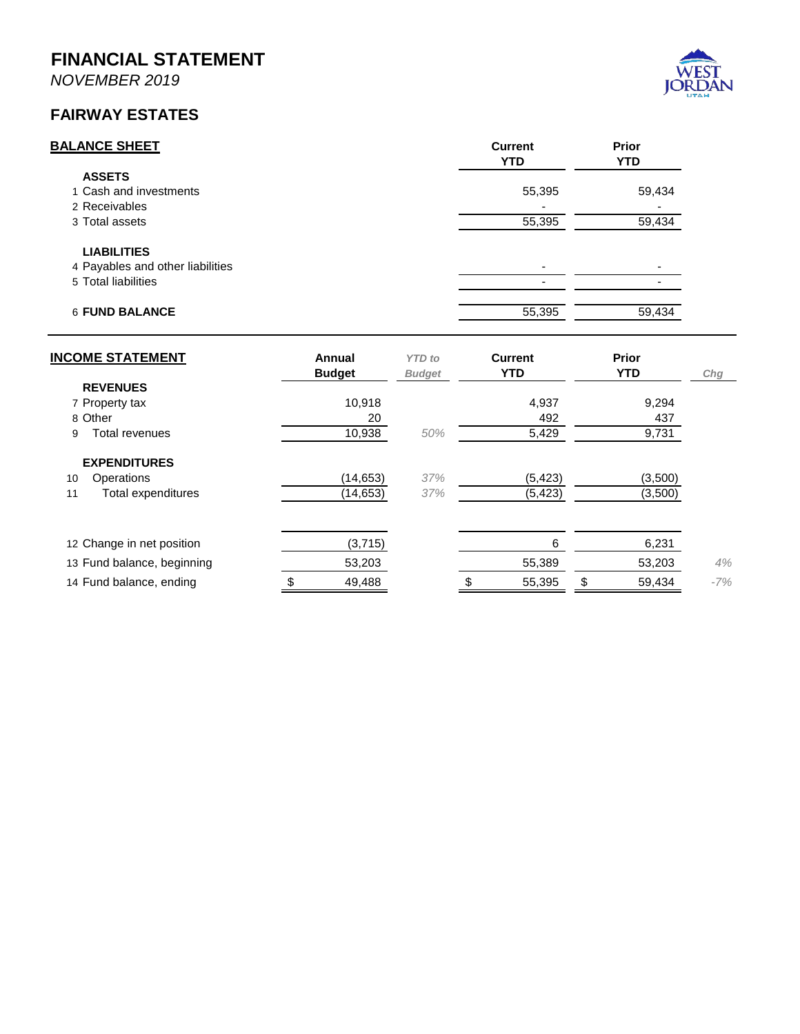# FINANCIAL STATEMENT

*NOVEMBER 2019*

## FAIRWAY ESTATES

| BALANCE SHEET | Current YTD | Prior YTD |
|---|---|---|
| **ASSETS** | | |
| 1 Cash and investments | 55,395 | 59,434 |
| 2 Receivables | - | - |
| 3 Total assets | 55,395 | 59,434 |
| **LIABILITIES** | | |
| 4 Payables and other liabilities | - | - |
| 5 Total liabilities | - | - |
| 6 **FUND BALANCE** | 55,395 | 59,434 |

| INCOME STATEMENT | Annual Budget | *YTD to Budget* | Current YTD | Prior YTD | *Chg* |
|---|---|---|---|---|---|
| **REVENUES** | | | | | |
| 7 Property tax | 10,918 | | 4,937 | 9,294 | |
| 8 Other | 20 | | 492 | 437 | |
| 9 Total revenues | 10,938 | *50%* | 5,429 | 9,731 | |
| **EXPENDITURES** | | | | | |
| 10 Operations | (14,653) | *37%* | (5,423) | (3,500) | |
| 11 Total expenditures | (14,653) | *37%* | (5,423) | (3,500) | |
| 12 Change in net position | (3,715) | | 6 | 6,231 | |
| 13 Fund balance, beginning | 53,203 | | 55,389 | 53,203 | *4%* |
| 14 Fund balance, ending | $ 49,488 | | $ 55,395 | $ 59,434 | *-7%* |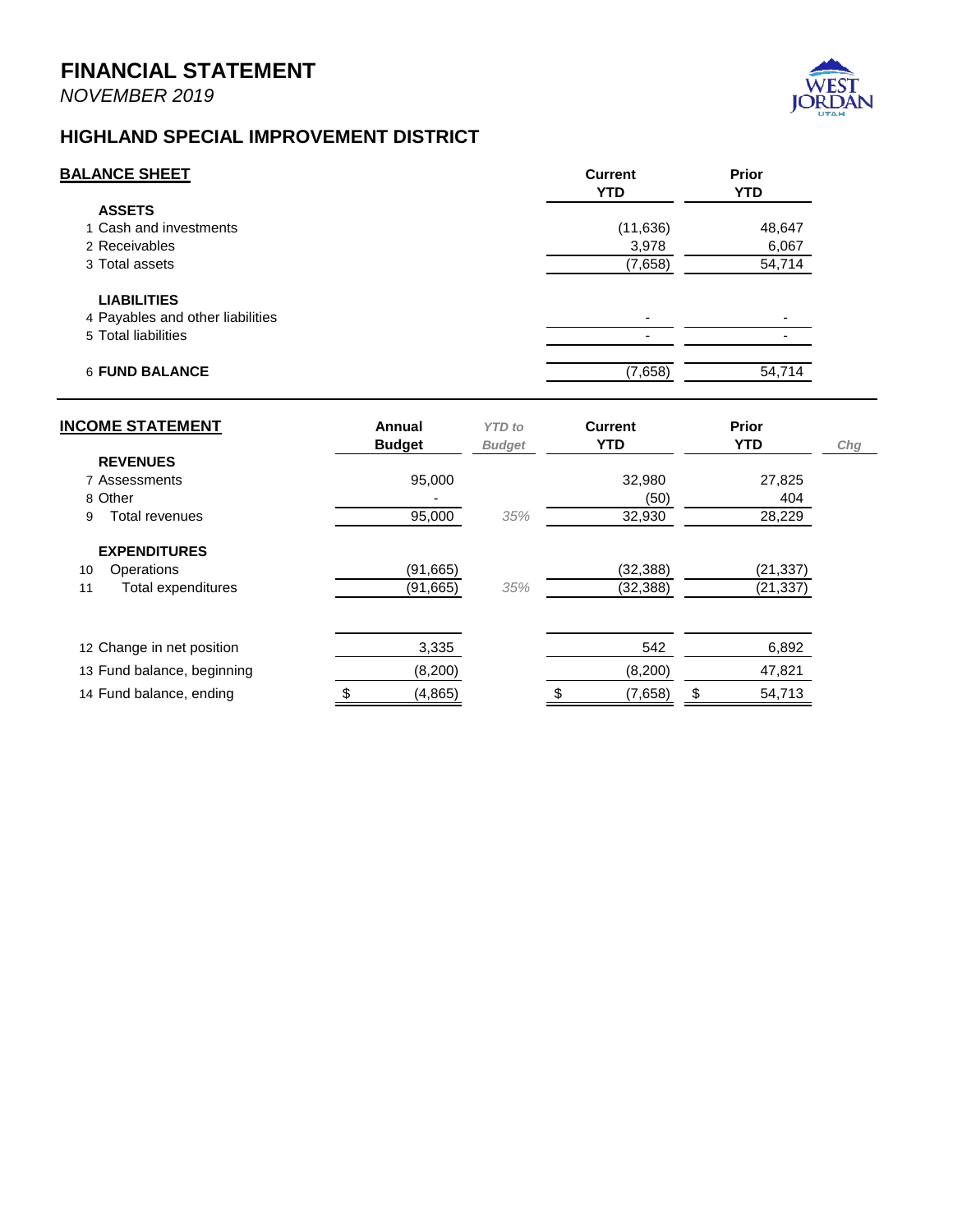# FINANCIAL STATEMENT

*NOVEMBER 2019*

## HIGHLAND SPECIAL IMPROVEMENT DISTRICT

| **BALANCE SHEET** | **Current YTD** | **Prior YTD** |
|---|---|---|
| **ASSETS** | | |
| 1 Cash and investments | (11,636) | 48,647 |
| 2 Receivables | 3,978 | 6,067 |
| 3 Total assets | (7,658) | 54,714 |
| **LIABILITIES** | | |
| 4 Payables and other liabilities | - | - |
| 5 Total liabilities | - | - |
| 6 **FUND BALANCE** | (7,658) | 54,714 |

| **INCOME STATEMENT** | **Annual Budget** | ***YTD to Budget*** | **Current YTD** | **Prior YTD** | *Chg* |
|---|---|---|---|---|---|
| **REVENUES** | | | | | |
| 7 Assessments | 95,000 | | 32,980 | 27,825 | |
| 8 Other | - | | (50) | 404 | |
| 9 Total revenues | 95,000 | *35%* | 32,930 | 28,229 | |
| **EXPENDITURES** | | | | | |
| 10 Operations | (91,665) | | (32,388) | (21,337) | |
| 11 Total expenditures | (91,665) | *35%* | (32,388) | (21,337) | |
| 12 Change in net position | 3,335 | | 542 | 6,892 | |
| 13 Fund balance, beginning | (8,200) | | (8,200) | 47,821 | |
| 14 Fund balance, ending | $ (4,865) | | $ (7,658) | $ 54,713 | |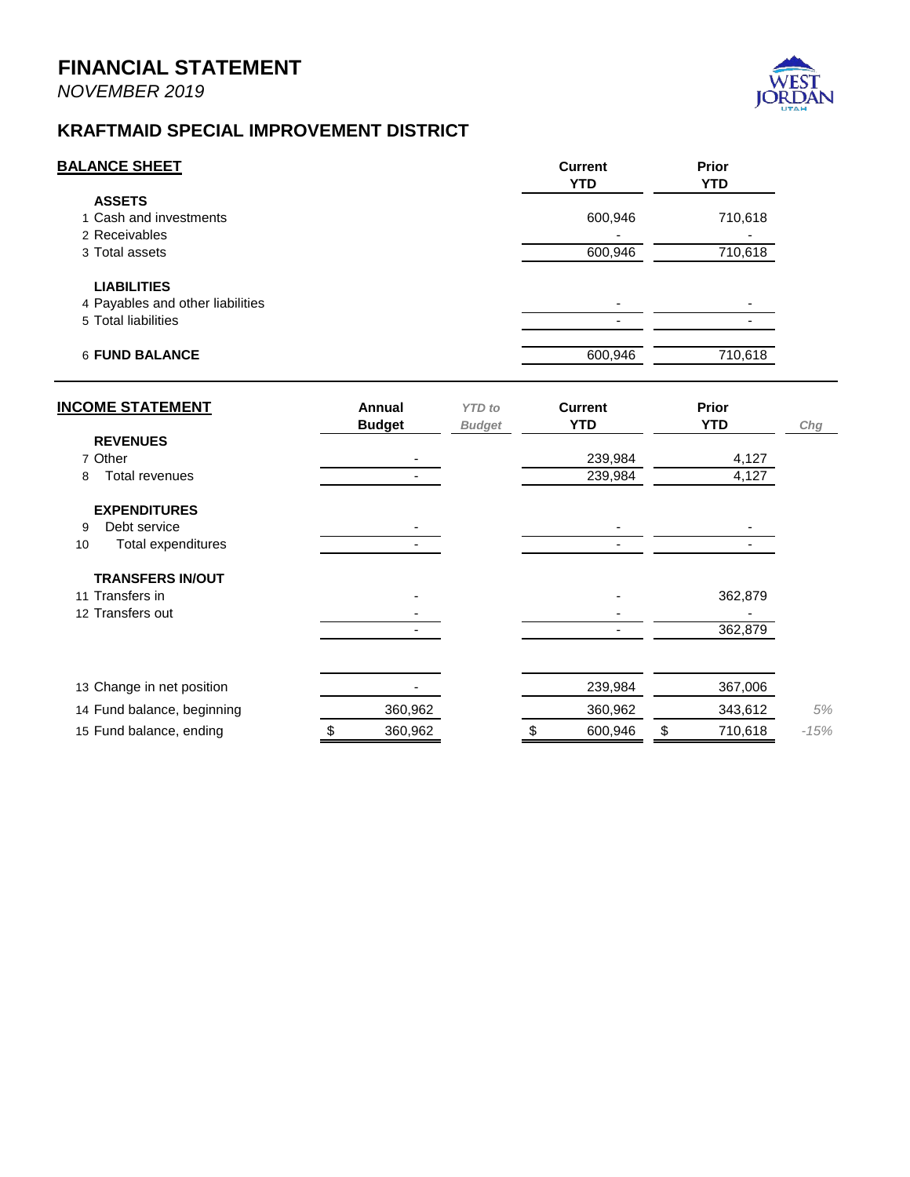# FINANCIAL STATEMENT

*NOVEMBER 2019*

## KRAFTMAID SPECIAL IMPROVEMENT DISTRICT

| BALANCE SHEET | Current YTD | Prior YTD |
|---|---|---|
| **ASSETS** | | |
| 1 Cash and investments | 600,946 | 710,618 |
| 2 Receivables | - | - |
| 3 Total assets | 600,946 | 710,618 |
| **LIABILITIES** | | |
| 4 Payables and other liabilities | - | - |
| 5 Total liabilities | - | - |
| 6 **FUND BALANCE** | 600,946 | 710,618 |

| INCOME STATEMENT | Annual Budget | *YTD to Budget* | Current YTD | Prior YTD | *Chg* |
|---|---|---|---|---|---|
| **REVENUES** | | | | | |
| 7 Other | - | | 239,984 | 4,127 | |
| 8 Total revenues | - | | 239,984 | 4,127 | |
| **EXPENDITURES** | | | | | |
| 9 Debt service | - | | - | - | |
| 10 Total expenditures | - | | - | - | |
| **TRANSFERS IN/OUT** | | | | | |
| 11 Transfers in | - | | - | 362,879 | |
| 12 Transfers out | - | | - | - | |
| | - | | - | 362,879 | |
| 13 Change in net position | - | | 239,984 | 367,006 | |
| 14 Fund balance, beginning | 360,962 | | 360,962 | 343,612 | *5%* |
| 15 Fund balance, ending | $ 360,962 | | $ 600,946 | $ 710,618 | *-15%* |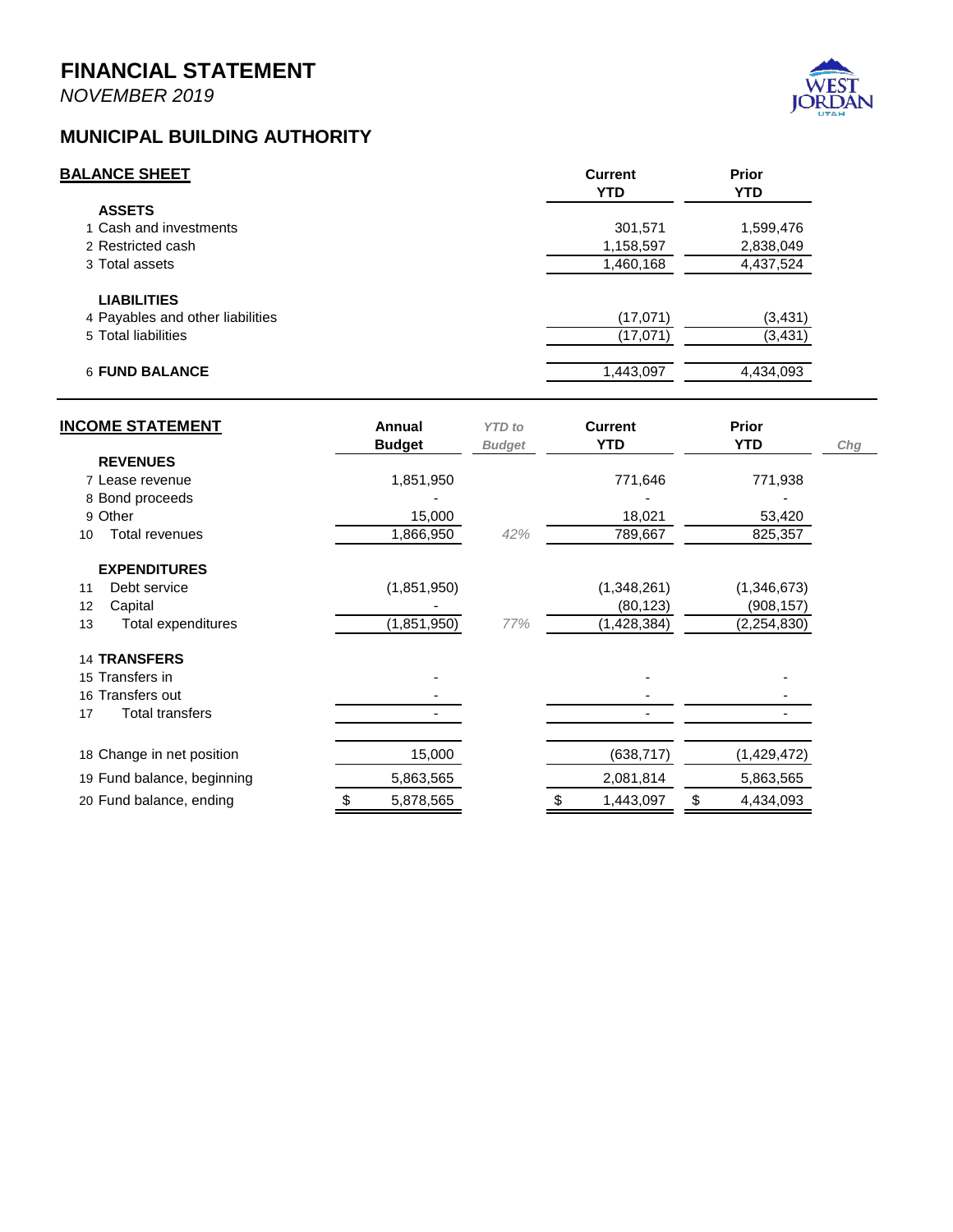# FINANCIAL STATEMENT

*NOVEMBER 2019*

## MUNICIPAL BUILDING AUTHORITY

| BALANCE SHEET | Current YTD | Prior YTD |
|---|---|---|
| **ASSETS** | | |
| 1 Cash and investments | 301,571 | 1,599,476 |
| 2 Restricted cash | 1,158,597 | 2,838,049 |
| 3 Total assets | 1,460,168 | 4,437,524 |
| **LIABILITIES** | | |
| 4 Payables and other liabilities | (17,071) | (3,431) |
| 5 Total liabilities | (17,071) | (3,431) |
| 6 **FUND BALANCE** | 1,443,097 | 4,434,093 |

| INCOME STATEMENT | Annual Budget | *YTD to Budget* | Current YTD | Prior YTD | *Chg* |
|---|---|---|---|---|---|
| **REVENUES** | | | | | |
| 7 Lease revenue | 1,851,950 | | 771,646 | 771,938 | |
| 8 Bond proceeds | - | | - | - | |
| 9 Other | 15,000 | | 18,021 | 53,420 | |
| 10 Total revenues | 1,866,950 | *42%* | 789,667 | 825,357 | |
| **EXPENDITURES** | | | | | |
| 11 Debt service | (1,851,950) | | (1,348,261) | (1,346,673) | |
| 12 Capital | - | | (80,123) | (908,157) | |
| 13 Total expenditures | (1,851,950) | *77%* | (1,428,384) | (2,254,830) | |
| 14 **TRANSFERS** | | | | | |
| 15 Transfers in | - | | - | - | |
| 16 Transfers out | - | | - | - | |
| 17 Total transfers | - | | - | - | |
| 18 Change in net position | 15,000 | | (638,717) | (1,429,472) | |
| 19 Fund balance, beginning | 5,863,565 | | 2,081,814 | 5,863,565 | |
| 20 Fund balance, ending | $ 5,878,565 | | $ 1,443,097 | $ 4,434,093 | |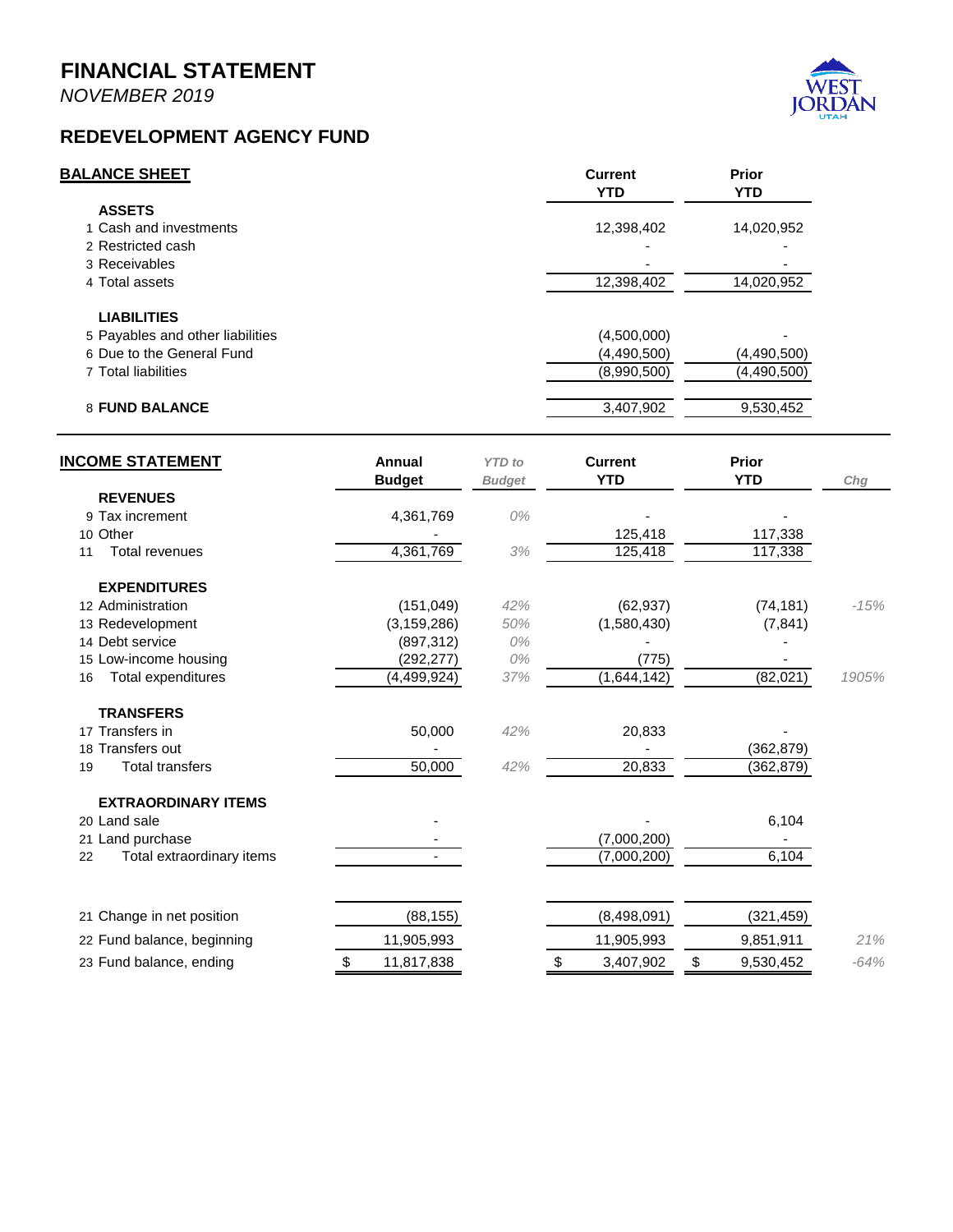# FINANCIAL STATEMENT

*NOVEMBER 2019*

## REDEVELOPMENT AGENCY FUND

| BALANCE SHEET | Current YTD | Prior YTD |
|---|---|---|
| **ASSETS** | | |
| 1 Cash and investments | 12,398,402 | 14,020,952 |
| 2 Restricted cash | - | - |
| 3 Receivables | - | - |
| 4 Total assets | 12,398,402 | 14,020,952 |
| **LIABILITIES** | | |
| 5 Payables and other liabilities | (4,500,000) | - |
| 6 Due to the General Fund | (4,490,500) | (4,490,500) |
| 7 Total liabilities | (8,990,500) | (4,490,500) |
| 8 **FUND BALANCE** | 3,407,902 | 9,530,452 |

| INCOME STATEMENT | Annual Budget | *YTD to Budget* | Current YTD | Prior YTD | *Chg* |
|---|---|---|---|---|---|
| **REVENUES** | | | | | |
| 9 Tax increment | 4,361,769 | *0%* | - | - | |
| 10 Other | - | | 125,418 | 117,338 | |
| 11 Total revenues | 4,361,769 | *3%* | 125,418 | 117,338 | |
| **EXPENDITURES** | | | | | |
| 12 Administration | (151,049) | *42%* | (62,937) | (74,181) | *-15%* |
| 13 Redevelopment | (3,159,286) | *50%* | (1,580,430) | (7,841) | |
| 14 Debt service | (897,312) | *0%* | - | - | |
| 15 Low-income housing | (292,277) | *0%* | (775) | - | |
| 16 Total expenditures | (4,499,924) | *37%* | (1,644,142) | (82,021) | *1905%* |
| **TRANSFERS** | | | | | |
| 17 Transfers in | 50,000 | *42%* | 20,833 | - | |
| 18 Transfers out | - | | - | (362,879) | |
| 19 Total transfers | 50,000 | *42%* | 20,833 | (362,879) | |
| **EXTRAORDINARY ITEMS** | | | | | |
| 20 Land sale | - | | - | 6,104 | |
| 21 Land purchase | - | | (7,000,200) | - | |
| 22 Total extraordinary items | - | | (7,000,200) | 6,104 | |
| 21 Change in net position | (88,155) | | (8,498,091) | (321,459) | |
| 22 Fund balance, beginning | 11,905,993 | | 11,905,993 | 9,851,911 | *21%* |
| 23 Fund balance, ending | $ 11,817,838 | | $ 3,407,902 | $ 9,530,452 | *-64%* |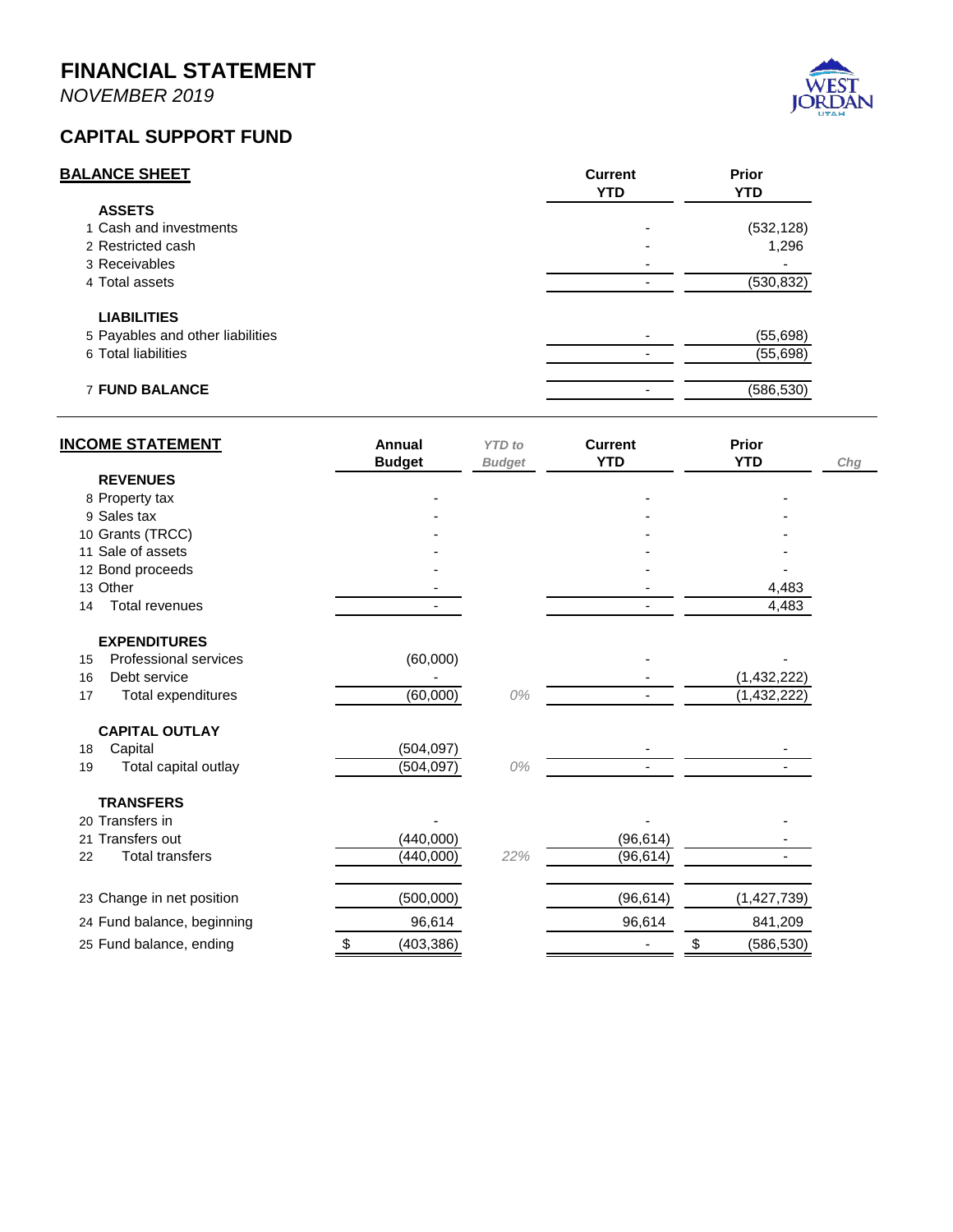# FINANCIAL STATEMENT

*NOVEMBER 2019*

## CAPITAL SUPPORT FUND

| BALANCE SHEET | Current YTD | Prior YTD |
|---|---|---|
| **ASSETS** | | |
| 1 Cash and investments | - | (532,128) |
| 2 Restricted cash | - | 1,296 |
| 3 Receivables | - | - |
| 4 Total assets | - | (530,832) |
| **LIABILITIES** | | |
| 5 Payables and other liabilities | - | (55,698) |
| 6 Total liabilities | - | (55,698) |
| 7 **FUND BALANCE** | - | (586,530) |

| INCOME STATEMENT | Annual Budget | *YTD to Budget* | Current YTD | Prior YTD | *Chg* |
|---|---|---|---|---|---|
| **REVENUES** | | | | | |
| 8 Property tax | - | | - | - | |
| 9 Sales tax | - | | - | - | |
| 10 Grants (TRCC) | - | | - | - | |
| 11 Sale of assets | - | | - | - | |
| 12 Bond proceeds | - | | - | - | |
| 13 Other | - | | - | 4,483 | |
| 14 Total revenues | - | | - | 4,483 | |
| **EXPENDITURES** | | | | | |
| 15 Professional services | (60,000) | | - | - | |
| 16 Debt service | - | | - | (1,432,222) | |
| 17 Total expenditures | (60,000) | *0%* | - | (1,432,222) | |
| **CAPITAL OUTLAY** | | | | | |
| 18 Capital | (504,097) | | - | - | |
| 19 Total capital outlay | (504,097) | *0%* | - | - | |
| **TRANSFERS** | | | | | |
| 20 Transfers in | - | | - | - | |
| 21 Transfers out | (440,000) | | (96,614) | - | |
| 22 Total transfers | (440,000) | *22%* | (96,614) | - | |
| 23 Change in net position | (500,000) | | (96,614) | (1,427,739) | |
| 24 Fund balance, beginning | 96,614 | | 96,614 | 841,209 | |
| 25 Fund balance, ending | $ (403,386) | | - | $ (586,530) | |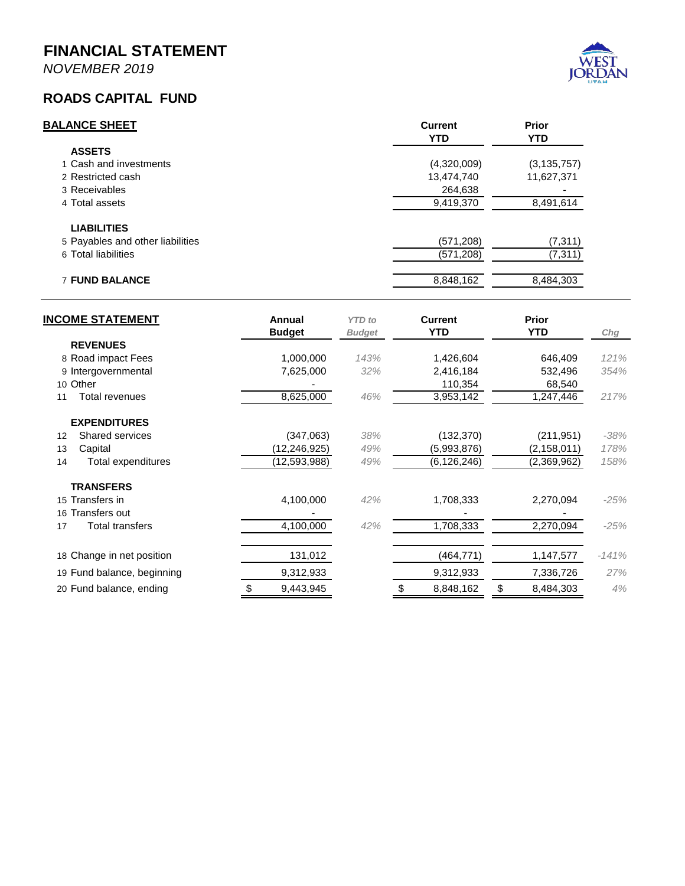# FINANCIAL STATEMENT

*NOVEMBER 2019*

## ROADS CAPITAL FUND

| **BALANCE SHEET** | **Current YTD** | **Prior YTD** |
|---|---|---|
| **ASSETS** | | |
| 1 Cash and investments | (4,320,009) | (3,135,757) |
| 2 Restricted cash | 13,474,740 | 11,627,371 |
| 3 Receivables | 264,638 | - |
| 4 Total assets | 9,419,370 | 8,491,614 |
| **LIABILITIES** | | |
| 5 Payables and other liabilities | (571,208) | (7,311) |
| 6 Total liabilities | (571,208) | (7,311) |
| 7 **FUND BALANCE** | 8,848,162 | 8,484,303 |

| **INCOME STATEMENT** | **Annual Budget** | *YTD to Budget* | **Current YTD** | **Prior YTD** | *Chg* |
|---|---|---|---|---|---|
| **REVENUES** | | | | | |
| 8 Road impact Fees | 1,000,000 | *143%* | 1,426,604 | 646,409 | *121%* |
| 9 Intergovernmental | 7,625,000 | *32%* | 2,416,184 | 532,496 | *354%* |
| 10 Other | - | | 110,354 | 68,540 | |
| 11 Total revenues | 8,625,000 | *46%* | 3,953,142 | 1,247,446 | *217%* |
| **EXPENDITURES** | | | | | |
| 12 Shared services | (347,063) | *38%* | (132,370) | (211,951) | *-38%* |
| 13 Capital | (12,246,925) | *49%* | (5,993,876) | (2,158,011) | *178%* |
| 14 Total expenditures | (12,593,988) | *49%* | (6,126,246) | (2,369,962) | *158%* |
| **TRANSFERS** | | | | | |
| 15 Transfers in | 4,100,000 | *42%* | 1,708,333 | 2,270,094 | *-25%* |
| 16 Transfers out | - | | - | - | |
| 17 Total transfers | 4,100,000 | *42%* | 1,708,333 | 2,270,094 | *-25%* |
| 18 Change in net position | 131,012 | | (464,771) | 1,147,577 | *-141%* |
| 19 Fund balance, beginning | 9,312,933 | | 9,312,933 | 7,336,726 | *27%* |
| 20 Fund balance, ending | $ 9,443,945 | | $ 8,848,162 | $ 8,484,303 | *4%* |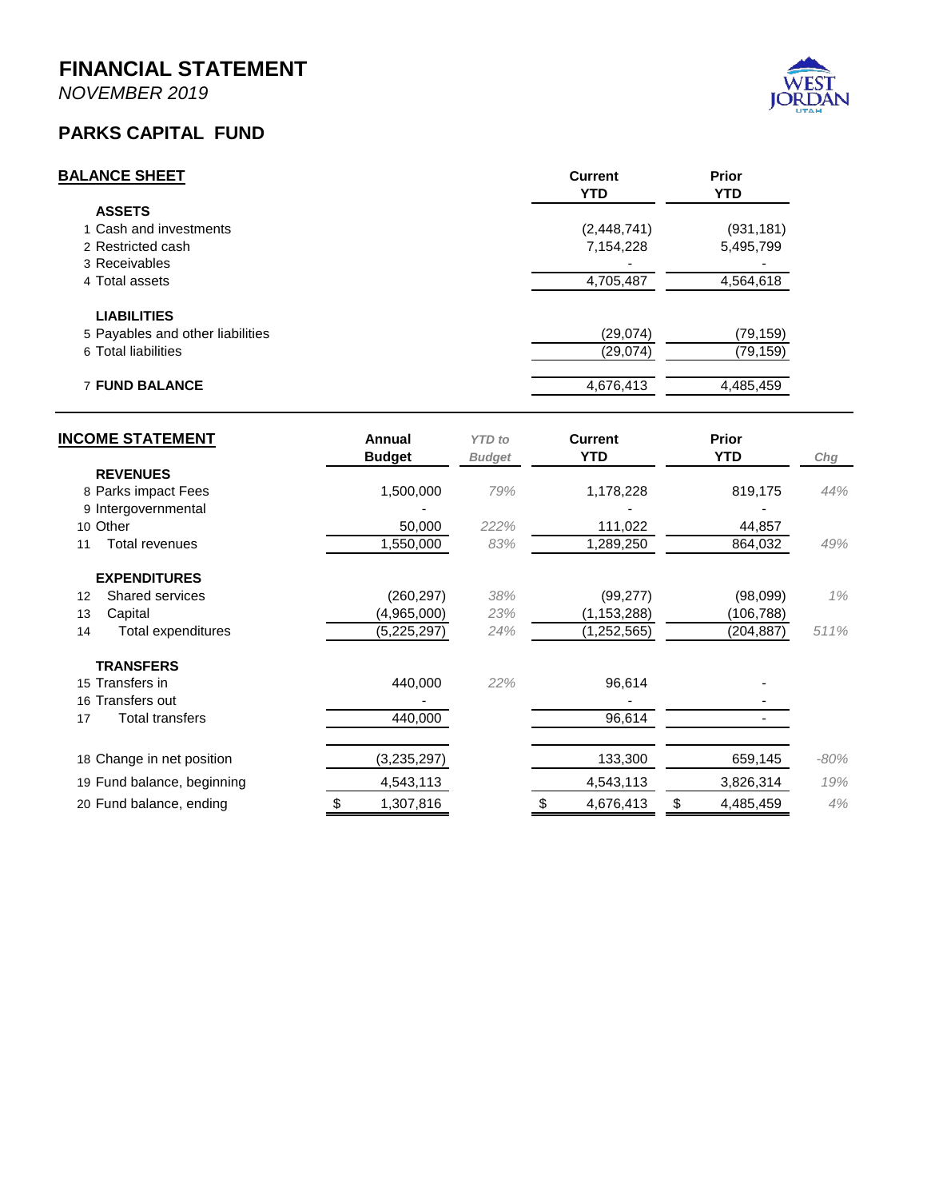# FINANCIAL STATEMENT

*NOVEMBER 2019*

## PARKS CAPITAL FUND

| BALANCE SHEET | Current YTD | Prior YTD |
|---|---|---|
| **ASSETS** | | |
| 1 Cash and investments | (2,448,741) | (931,181) |
| 2 Restricted cash | 7,154,228 | 5,495,799 |
| 3 Receivables | - | - |
| 4 Total assets | 4,705,487 | 4,564,618 |
| **LIABILITIES** | | |
| 5 Payables and other liabilities | (29,074) | (79,159) |
| 6 Total liabilities | (29,074) | (79,159) |
| 7 **FUND BALANCE** | 4,676,413 | 4,485,459 |

| INCOME STATEMENT | Annual Budget | *YTD to Budget* | Current YTD | Prior YTD | *Chg* |
|---|---|---|---|---|---|
| **REVENUES** | | | | | |
| 8 Parks impact Fees | 1,500,000 | *79%* | 1,178,228 | 819,175 | *44%* |
| 9 Intergovernmental | - | | - | - | |
| 10 Other | 50,000 | *222%* | 111,022 | 44,857 | |
| 11 Total revenues | 1,550,000 | *83%* | 1,289,250 | 864,032 | *49%* |
| **EXPENDITURES** | | | | | |
| 12 Shared services | (260,297) | *38%* | (99,277) | (98,099) | *1%* |
| 13 Capital | (4,965,000) | *23%* | (1,153,288) | (106,788) | |
| 14 Total expenditures | (5,225,297) | *24%* | (1,252,565) | (204,887) | *511%* |
| **TRANSFERS** | | | | | |
| 15 Transfers in | 440,000 | *22%* | 96,614 | - | |
| 16 Transfers out | - | | - | - | |
| 17 Total transfers | 440,000 | | 96,614 | - | |
| 18 Change in net position | (3,235,297) | | 133,300 | 659,145 | *-80%* |
| 19 Fund balance, beginning | 4,543,113 | | 4,543,113 | 3,826,314 | *19%* |
| 20 Fund balance, ending | $ 1,307,816 | | $ 4,676,413 | $ 4,485,459 | *4%* |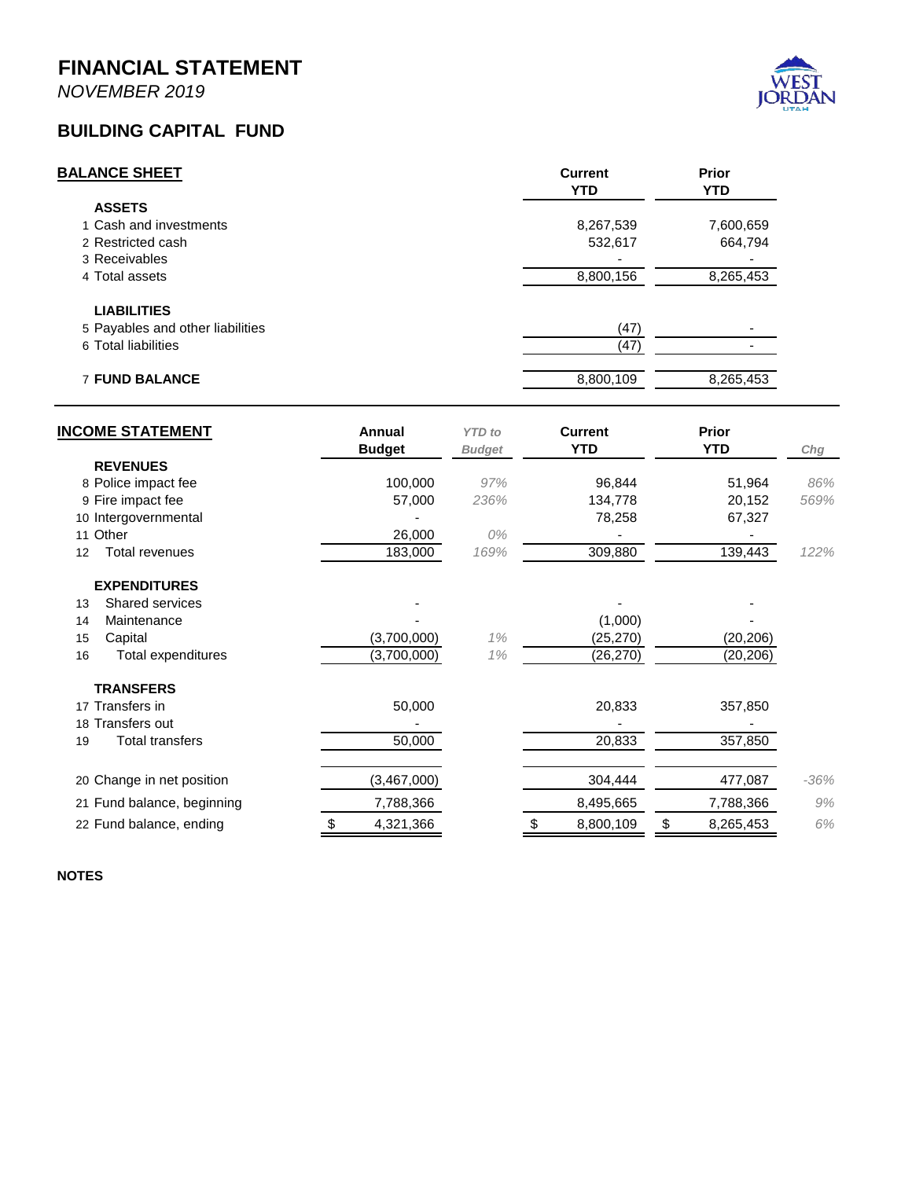# FINANCIAL STATEMENT

*NOVEMBER 2019*

## BUILDING CAPITAL FUND

### BALANCE SHEET

| | Current YTD | Prior YTD |
|---|---|---|
| **ASSETS** | | |
| 1 Cash and investments | 8,267,539 | 7,600,659 |
| 2 Restricted cash | 532,617 | 664,794 |
| 3 Receivables | - | - |
| 4 Total assets | 8,800,156 | 8,265,453 |
| **LIABILITIES** | | |
| 5 Payables and other liabilities | (47) | - |
| 6 Total liabilities | (47) | - |
| 7 **FUND BALANCE** | 8,800,109 | 8,265,453 |

### INCOME STATEMENT

| | Annual Budget | *YTD to Budget* | Current YTD | Prior YTD | *Chg* |
|---|---|---|---|---|---|
| **REVENUES** | | | | | |
| 8 Police impact fee | 100,000 | *97%* | 96,844 | 51,964 | *86%* |
| 9 Fire impact fee | 57,000 | *236%* | 134,778 | 20,152 | *569%* |
| 10 Intergovernmental | - | | 78,258 | 67,327 | |
| 11 Other | 26,000 | *0%* | - | - | |
| 12 Total revenues | 183,000 | *169%* | 309,880 | 139,443 | *122%* |
| **EXPENDITURES** | | | | | |
| 13 Shared services | - | | - | - | |
| 14 Maintenance | - | | (1,000) | - | |
| 15 Capital | (3,700,000) | *1%* | (25,270) | (20,206) | |
| 16 Total expenditures | (3,700,000) | *1%* | (26,270) | (20,206) | |
| **TRANSFERS** | | | | | |
| 17 Transfers in | 50,000 | | 20,833 | 357,850 | |
| 18 Transfers out | - | | - | - | |
| 19 Total transfers | 50,000 | | 20,833 | 357,850 | |
| 20 Change in net position | (3,467,000) | | 304,444 | 477,087 | *-36%* |
| 21 Fund balance, beginning | 7,788,366 | | 8,495,665 | 7,788,366 | *9%* |
| 22 Fund balance, ending | $ 4,321,366 | | $ 8,800,109 | $ 8,265,453 | *6%* |

**NOTES**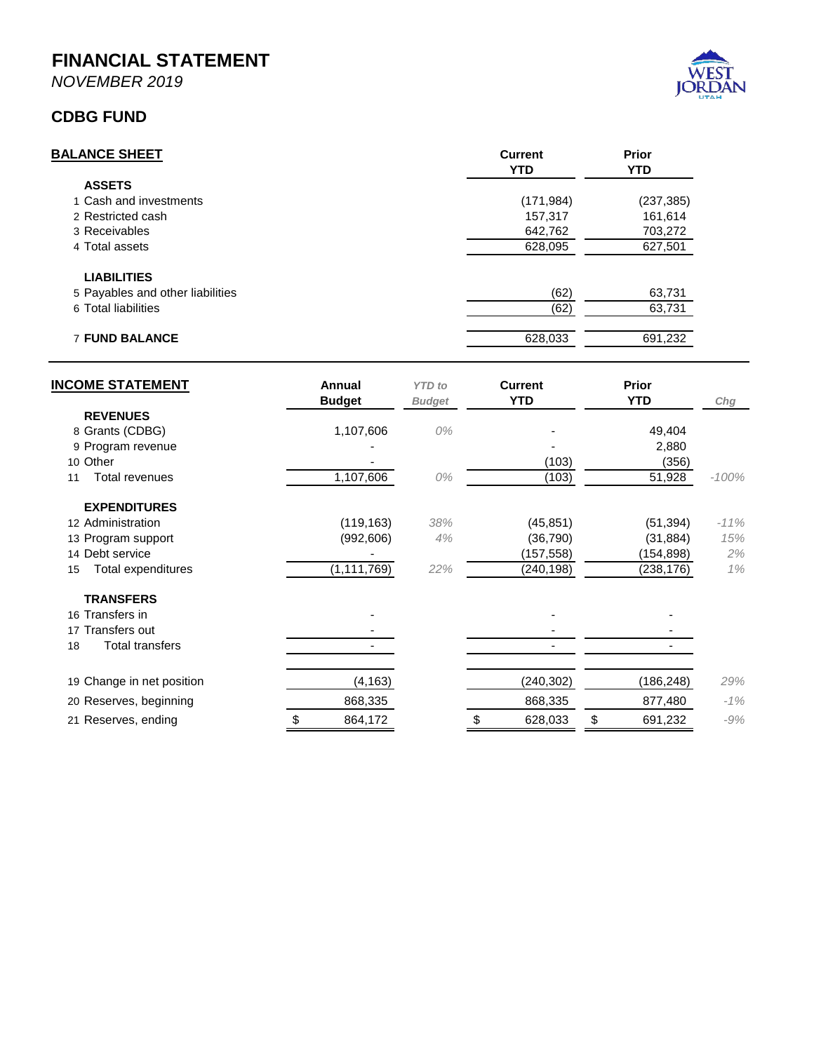# FINANCIAL STATEMENT

*NOVEMBER 2019*

## CDBG FUND

| BALANCE SHEET | Current YTD | Prior YTD |
|---|---|---|
| **ASSETS** | | |
| 1 Cash and investments | (171,984) | (237,385) |
| 2 Restricted cash | 157,317 | 161,614 |
| 3 Receivables | 642,762 | 703,272 |
| 4 Total assets | 628,095 | 627,501 |
| **LIABILITIES** | | |
| 5 Payables and other liabilities | (62) | 63,731 |
| 6 Total liabilities | (62) | 63,731 |
| 7 **FUND BALANCE** | 628,033 | 691,232 |

| INCOME STATEMENT | Annual Budget | *YTD to Budget* | Current YTD | Prior YTD | *Chg* |
|---|---|---|---|---|---|
| **REVENUES** | | | | | |
| 8 Grants (CDBG) | 1,107,606 | *0%* | - | 49,404 | |
| 9 Program revenue | - | | - | 2,880 | |
| 10 Other | - | | (103) | (356) | |
| 11 Total revenues | 1,107,606 | *0%* | (103) | 51,928 | *-100%* |
| **EXPENDITURES** | | | | | |
| 12 Administration | (119,163) | *38%* | (45,851) | (51,394) | *-11%* |
| 13 Program support | (992,606) | *4%* | (36,790) | (31,884) | *15%* |
| 14 Debt service | - | | (157,558) | (154,898) | *2%* |
| 15 Total expenditures | (1,111,769) | *22%* | (240,198) | (238,176) | *1%* |
| **TRANSFERS** | | | | | |
| 16 Transfers in | - | | - | - | |
| 17 Transfers out | - | | - | - | |
| 18 Total transfers | - | | - | - | |
| 19 Change in net position | (4,163) | | (240,302) | (186,248) | *29%* |
| 20 Reserves, beginning | 868,335 | | 868,335 | 877,480 | *-1%* |
| 21 Reserves, ending | $ 864,172 | | $ 628,033 | $ 691,232 | *-9%* |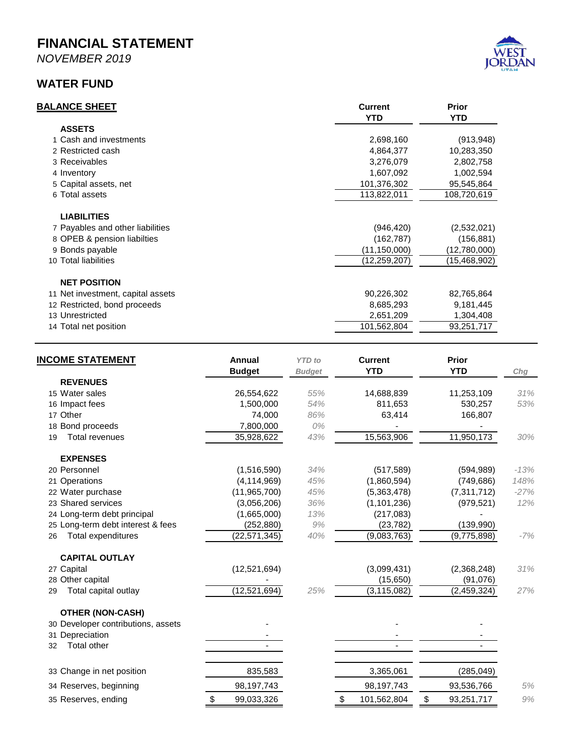# FINANCIAL STATEMENT

*NOVEMBER 2019*

## WATER FUND

### BALANCE SHEET

| | | Current YTD | Prior YTD |
|---|---|---|---|
| | **ASSETS** | | |
| 1 | Cash and investments | 2,698,160 | (913,948) |
| 2 | Restricted cash | 4,864,377 | 10,283,350 |
| 3 | Receivables | 3,276,079 | 2,802,758 |
| 4 | Inventory | 1,607,092 | 1,002,594 |
| 5 | Capital assets, net | 101,376,302 | 95,545,864 |
| 6 | Total assets | 113,822,011 | 108,720,619 |
| | **LIABILITIES** | | |
| 7 | Payables and other liabilities | (946,420) | (2,532,021) |
| 8 | OPEB & pension liabilties | (162,787) | (156,881) |
| 9 | Bonds payable | (11,150,000) | (12,780,000) |
| 10 | Total liabilities | (12,259,207) | (15,468,902) |
| | **NET POSITION** | | |
| 11 | Net investment, capital assets | 90,226,302 | 82,765,864 |
| 12 | Restricted, bond proceeds | 8,685,293 | 9,181,445 |
| 13 | Unrestricted | 2,651,209 | 1,304,408 |
| 14 | Total net position | 101,562,804 | 93,251,717 |

### INCOME STATEMENT

| | | Annual Budget | *YTD to Budget* | Current YTD | Prior YTD | *Chg* |
|---|---|---|---|---|---|---|
| | **REVENUES** | | | | | |
| 15 | Water sales | 26,554,622 | *55%* | 14,688,839 | 11,253,109 | *31%* |
| 16 | Impact fees | 1,500,000 | *54%* | 811,653 | 530,257 | *53%* |
| 17 | Other | 74,000 | *86%* | 63,414 | 166,807 | |
| 18 | Bond proceeds | 7,800,000 | *0%* | - | - | |
| 19 | Total revenues | 35,928,622 | *43%* | 15,563,906 | 11,950,173 | *30%* |
| | **EXPENSES** | | | | | |
| 20 | Personnel | (1,516,590) | *34%* | (517,589) | (594,989) | *-13%* |
| 21 | Operations | (4,114,969) | *45%* | (1,860,594) | (749,686) | *148%* |
| 22 | Water purchase | (11,965,700) | *45%* | (5,363,478) | (7,311,712) | *-27%* |
| 23 | Shared services | (3,056,206) | *36%* | (1,101,236) | (979,521) | *12%* |
| 24 | Long-term debt principal | (1,665,000) | *13%* | (217,083) | - | |
| 25 | Long-term debt interest & fees | (252,880) | *9%* | (23,782) | (139,990) | |
| 26 | Total expenditures | (22,571,345) | *40%* | (9,083,763) | (9,775,898) | *-7%* |
| | **CAPITAL OUTLAY** | | | | | |
| 27 | Capital | (12,521,694) | | (3,099,431) | (2,368,248) | *31%* |
| 28 | Other capital | - | | (15,650) | (91,076) | |
| 29 | Total capital outlay | (12,521,694) | *25%* | (3,115,082) | (2,459,324) | *27%* |
| | **OTHER (NON-CASH)** | | | | | |
| 30 | Developer contributions, assets | - | | - | - | |
| 31 | Depreciation | - | | - | - | |
| 32 | Total other | - | | - | - | |
| 33 | Change in net position | 835,583 | | 3,365,061 | (285,049) | |
| 34 | Reserves, beginning | 98,197,743 | | 98,197,743 | 93,536,766 | *5%* |
| 35 | Reserves, ending | $ 99,033,326 | | $ 101,562,804 | $ 93,251,717 | *9%* |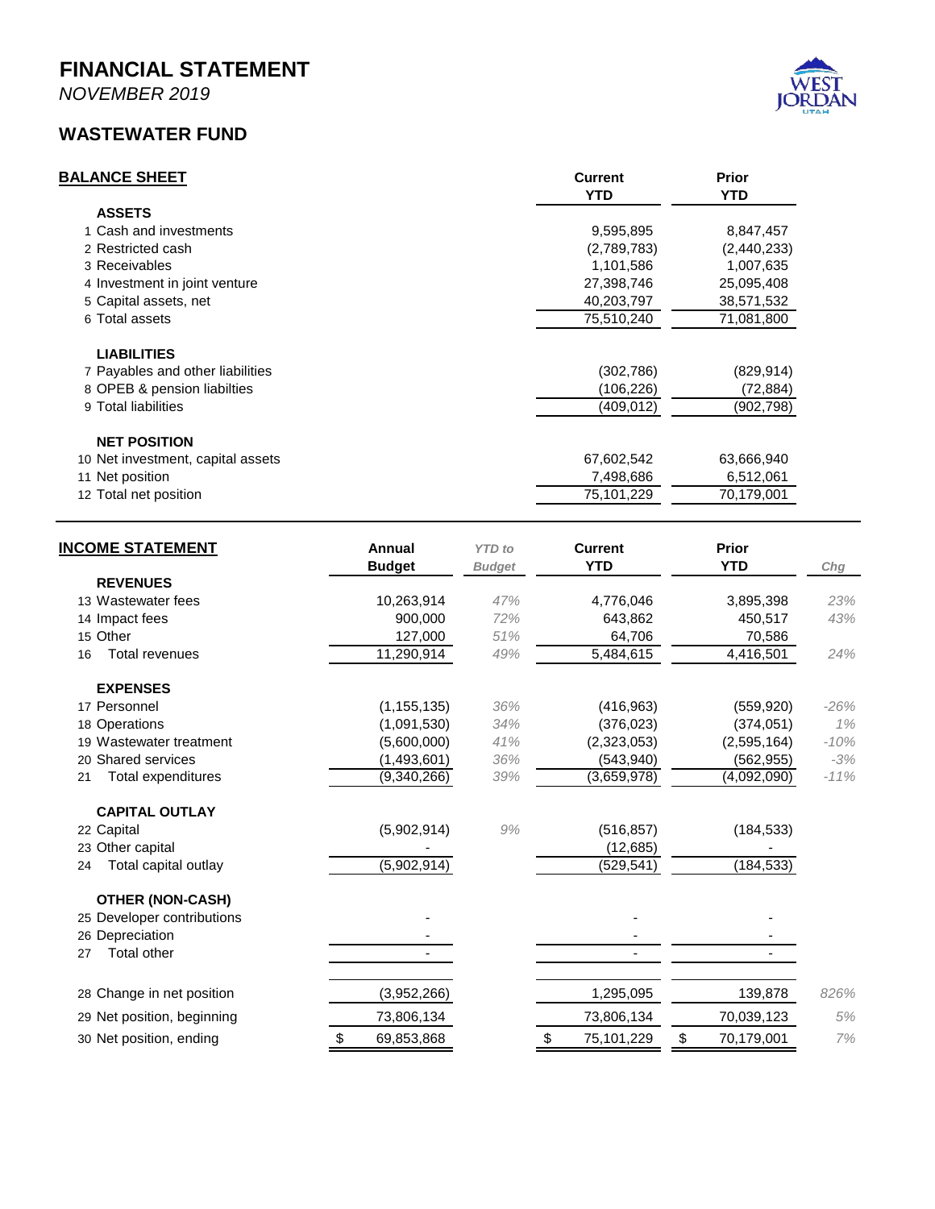# FINANCIAL STATEMENT

*NOVEMBER 2019*

## WASTEWATER FUND

| BALANCE SHEET | Current YTD | Prior YTD |
|---|---|---|
| **ASSETS** | | |
| 1 Cash and investments | 9,595,895 | 8,847,457 |
| 2 Restricted cash | (2,789,783) | (2,440,233) |
| 3 Receivables | 1,101,586 | 1,007,635 |
| 4 Investment in joint venture | 27,398,746 | 25,095,408 |
| 5 Capital assets, net | 40,203,797 | 38,571,532 |
| 6 Total assets | 75,510,240 | 71,081,800 |
| **LIABILITIES** | | |
| 7 Payables and other liabilities | (302,786) | (829,914) |
| 8 OPEB & pension liabilties | (106,226) | (72,884) |
| 9 Total liabilities | (409,012) | (902,798) |
| **NET POSITION** | | |
| 10 Net investment, capital assets | 67,602,542 | 63,666,940 |
| 11 Net position | 7,498,686 | 6,512,061 |
| 12 Total net position | 75,101,229 | 70,179,001 |

| INCOME STATEMENT | Annual Budget | *YTD to Budget* | Current YTD | Prior YTD | *Chg* |
|---|---|---|---|---|---|
| **REVENUES** | | | | | |
| 13 Wastewater fees | 10,263,914 | *47%* | 4,776,046 | 3,895,398 | *23%* |
| 14 Impact fees | 900,000 | *72%* | 643,862 | 450,517 | *43%* |
| 15 Other | 127,000 | *51%* | 64,706 | 70,586 | |
| 16 Total revenues | 11,290,914 | *49%* | 5,484,615 | 4,416,501 | *24%* |
| **EXPENSES** | | | | | |
| 17 Personnel | (1,155,135) | *36%* | (416,963) | (559,920) | *-26%* |
| 18 Operations | (1,091,530) | *34%* | (376,023) | (374,051) | *1%* |
| 19 Wastewater treatment | (5,600,000) | *41%* | (2,323,053) | (2,595,164) | *-10%* |
| 20 Shared services | (1,493,601) | *36%* | (543,940) | (562,955) | *-3%* |
| 21 Total expenditures | (9,340,266) | *39%* | (3,659,978) | (4,092,090) | *-11%* |
| **CAPITAL OUTLAY** | | | | | |
| 22 Capital | (5,902,914) | *9%* | (516,857) | (184,533) | |
| 23 Other capital | - | | (12,685) | - | |
| 24 Total capital outlay | (5,902,914) | | (529,541) | (184,533) | |
| **OTHER (NON-CASH)** | | | | | |
| 25 Developer contributions | - | | - | - | |
| 26 Depreciation | - | | - | - | |
| 27 Total other | - | | - | - | |
| 28 Change in net position | (3,952,266) | | 1,295,095 | 139,878 | *826%* |
| 29 Net position, beginning | 73,806,134 | | 73,806,134 | 70,039,123 | *5%* |
| 30 Net position, ending | $ 69,853,868 | | $ 75,101,229 | $ 70,179,001 | *7%* |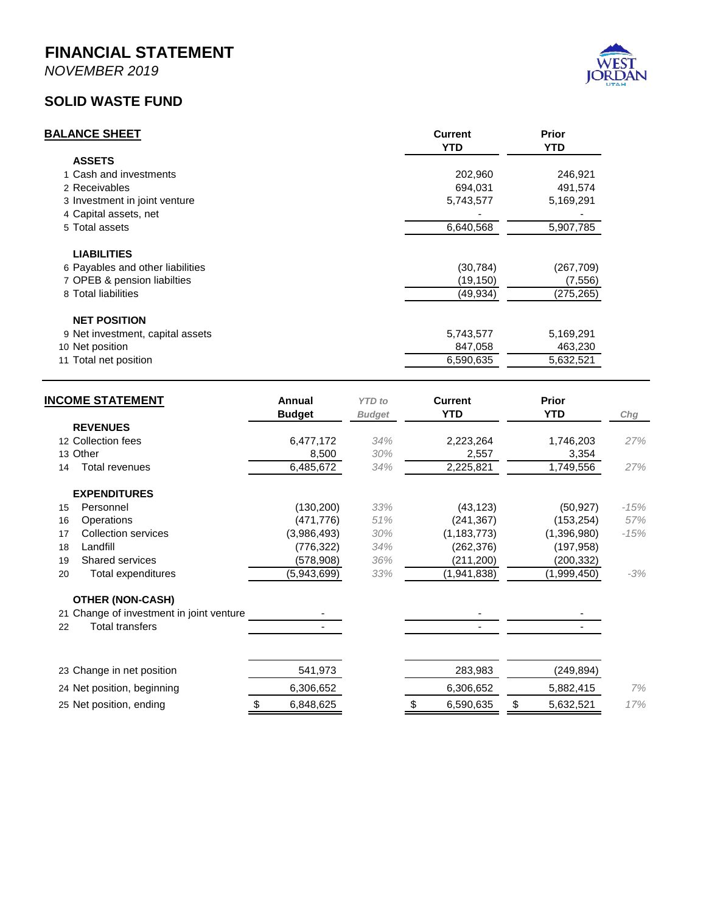# FINANCIAL STATEMENT

*NOVEMBER 2019*

## SOLID WASTE FUND

| BALANCE SHEET | Current YTD | Prior YTD |
|---|---|---|
| **ASSETS** | | |
| 1 Cash and investments | 202,960 | 246,921 |
| 2 Receivables | 694,031 | 491,574 |
| 3 Investment in joint venture | 5,743,577 | 5,169,291 |
| 4 Capital assets, net | - | - |
| 5 Total assets | 6,640,568 | 5,907,785 |
| **LIABILITIES** | | |
| 6 Payables and other liabilities | (30,784) | (267,709) |
| 7 OPEB & pension liabilties | (19,150) | (7,556) |
| 8 Total liabilities | (49,934) | (275,265) |
| **NET POSITION** | | |
| 9 Net investment, capital assets | 5,743,577 | 5,169,291 |
| 10 Net position | 847,058 | 463,230 |
| 11 Total net position | 6,590,635 | 5,632,521 |

| INCOME STATEMENT | Annual Budget | *YTD to Budget* | Current YTD | Prior YTD | *Chg* |
|---|---|---|---|---|---|
| **REVENUES** | | | | | |
| 12 Collection fees | 6,477,172 | *34%* | 2,223,264 | 1,746,203 | *27%* |
| 13 Other | 8,500 | *30%* | 2,557 | 3,354 | |
| 14 Total revenues | 6,485,672 | *34%* | 2,225,821 | 1,749,556 | *27%* |
| **EXPENDITURES** | | | | | |
| 15 Personnel | (130,200) | *33%* | (43,123) | (50,927) | *-15%* |
| 16 Operations | (471,776) | *51%* | (241,367) | (153,254) | *57%* |
| 17 Collection services | (3,986,493) | *30%* | (1,183,773) | (1,396,980) | *-15%* |
| 18 Landfill | (776,322) | *34%* | (262,376) | (197,958) | |
| 19 Shared services | (578,908) | *36%* | (211,200) | (200,332) | |
| 20 Total expenditures | (5,943,699) | *33%* | (1,941,838) | (1,999,450) | *-3%* |
| **OTHER (NON-CASH)** | | | | | |
| 21 Change of investment in joint venture | - | | - | - | |
| 22 Total transfers | - | | - | - | |
| 23 Change in net position | 541,973 | | 283,983 | (249,894) | |
| 24 Net position, beginning | 6,306,652 | | 6,306,652 | 5,882,415 | *7%* |
| 25 Net position, ending | $ 6,848,625 | | $ 6,590,635 | $ 5,632,521 | *17%* |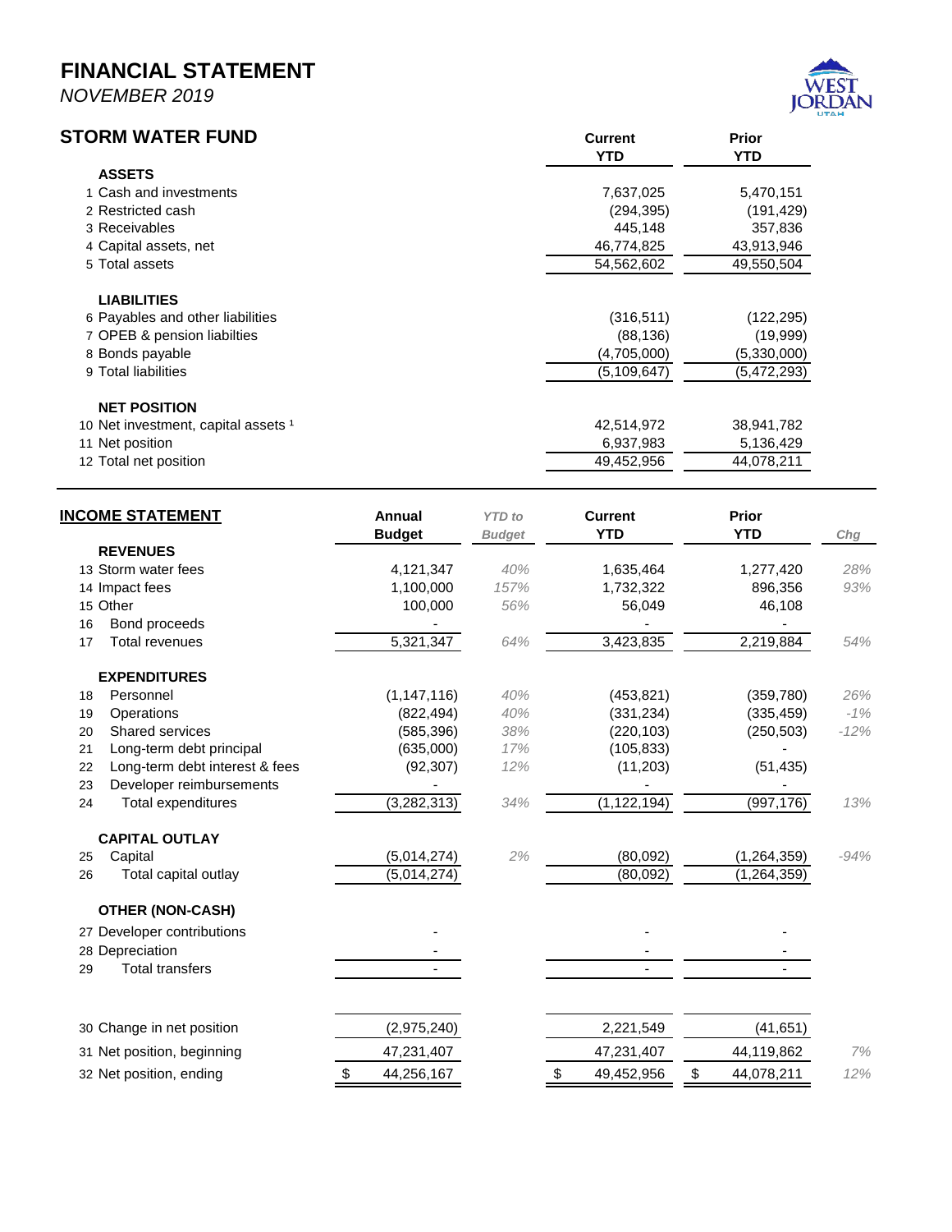# FINANCIAL STATEMENT

*NOVEMBER 2019*

## STORM WATER FUND

| | | Current YTD | Prior YTD |
|---|---|---|---|
| | **ASSETS** | | |
| 1 | Cash and investments | 7,637,025 | 5,470,151 |
| 2 | Restricted cash | (294,395) | (191,429) |
| 3 | Receivables | 445,148 | 357,836 |
| 4 | Capital assets, net | 46,774,825 | 43,913,946 |
| 5 | Total assets | 54,562,602 | 49,550,504 |
| | **LIABILITIES** | | |
| 6 | Payables and other liabilities | (316,511) | (122,295) |
| 7 | OPEB & pension liabilties | (88,136) | (19,999) |
| 8 | Bonds payable | (4,705,000) | (5,330,000) |
| 9 | Total liabilities | (5,109,647) | (5,472,293) |
| | **NET POSITION** | | |
| 10 | Net investment, capital assets [1] | 42,514,972 | 38,941,782 |
| 11 | Net position | 6,937,983 | 5,136,429 |
| 12 | Total net position | 49,452,956 | 44,078,211 |

## INCOME STATEMENT

| | | Annual Budget | *YTD to Budget* | Current YTD | Prior YTD | *Chg* |
|---|---|---|---|---|---|---|
| | **REVENUES** | | | | | |
| 13 | Storm water fees | 4,121,347 | *40%* | 1,635,464 | 1,277,420 | *28%* |
| 14 | Impact fees | 1,100,000 | *157%* | 1,732,322 | 896,356 | *93%* |
| 15 | Other | 100,000 | *56%* | 56,049 | 46,108 | |
| 16 | Bond proceeds | - | | - | - | |
| 17 | Total revenues | 5,321,347 | *64%* | 3,423,835 | 2,219,884 | *54%* |
| | **EXPENDITURES** | | | | | |
| 18 | Personnel | (1,147,116) | *40%* | (453,821) | (359,780) | *26%* |
| 19 | Operations | (822,494) | *40%* | (331,234) | (335,459) | *-1%* |
| 20 | Shared services | (585,396) | *38%* | (220,103) | (250,503) | *-12%* |
| 21 | Long-term debt principal | (635,000) | *17%* | (105,833) | - | |
| 22 | Long-term debt interest & fees | (92,307) | *12%* | (11,203) | (51,435) | |
| 23 | Developer reimbursements | - | | - | - | |
| 24 | Total expenditures | (3,282,313) | *34%* | (1,122,194) | (997,176) | *13%* |
| | **CAPITAL OUTLAY** | | | | | |
| 25 | Capital | (5,014,274) | *2%* | (80,092) | (1,264,359) | *-94%* |
| 26 | Total capital outlay | (5,014,274) | | (80,092) | (1,264,359) | |
| | **OTHER (NON-CASH)** | | | | | |
| 27 | Developer contributions | - | | - | - | |
| 28 | Depreciation | - | | - | - | |
| 29 | Total transfers | - | | - | - | |
| 30 | Change in net position | (2,975,240) | | 2,221,549 | (41,651) | |
| 31 | Net position, beginning | 47,231,407 | | 47,231,407 | 44,119,862 | *7%* |
| 32 | Net position, ending | $ 44,256,167 | | $ 49,452,956 | $ 44,078,211 | *12%* |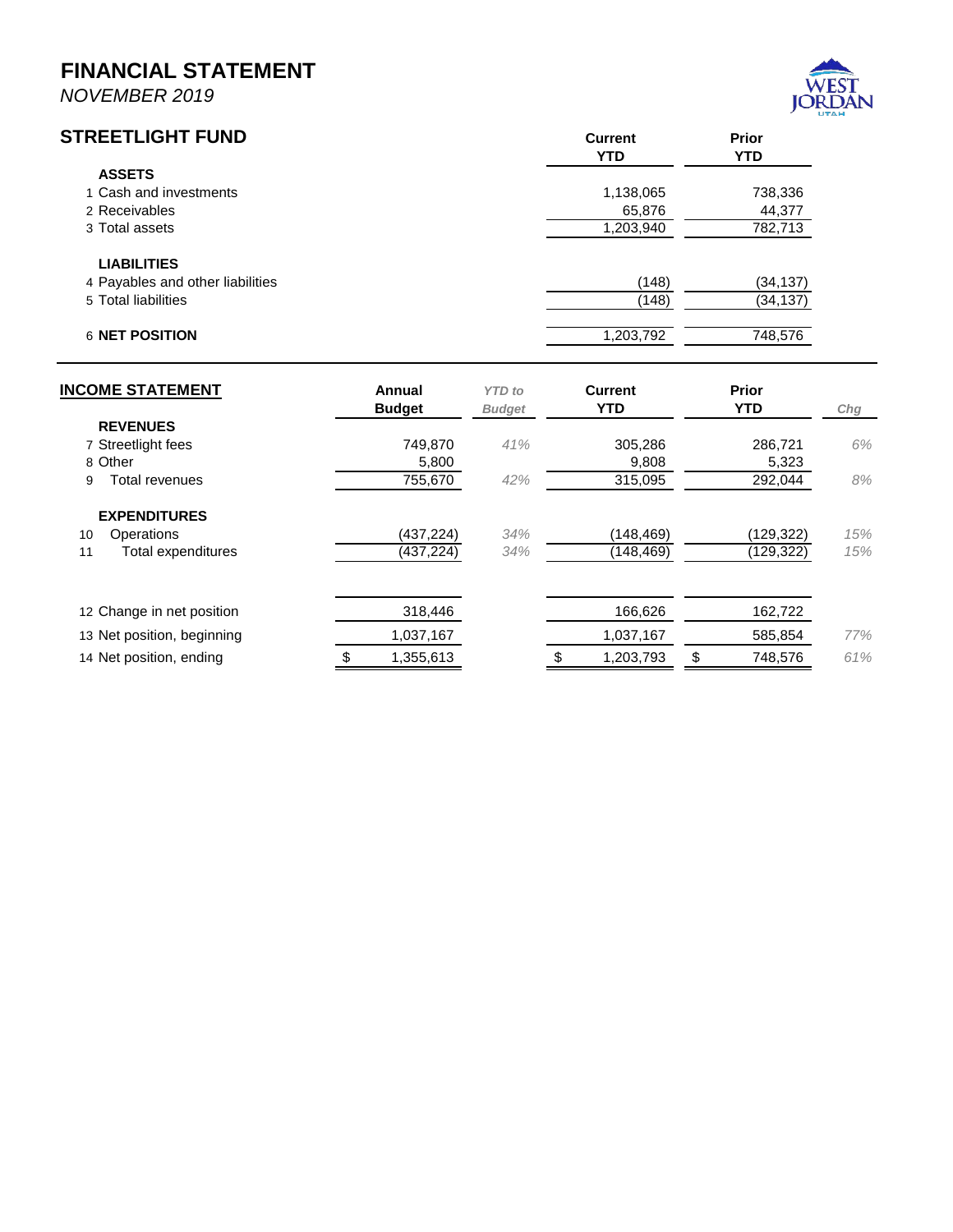# FINANCIAL STATEMENT

*NOVEMBER 2019*

## STREETLIGHT FUND

| | | Current YTD | Prior YTD |
|---|---|---|---|
| | **ASSETS** | | |
| 1 | Cash and investments | 1,138,065 | 738,336 |
| 2 | Receivables | 65,876 | 44,377 |
| 3 | Total assets | 1,203,940 | 782,713 |
| | **LIABILITIES** | | |
| 4 | Payables and other liabilities | (148) | (34,137) |
| 5 | Total liabilities | (148) | (34,137) |
| 6 | **NET POSITION** | 1,203,792 | 748,576 |

## INCOME STATEMENT

| | | Annual Budget | *YTD to Budget* | Current YTD | Prior YTD | *Chg* |
|---|---|---|---|---|---|---|
| | **REVENUES** | | | | | |
| 7 | Streetlight fees | 749,870 | *41%* | 305,286 | 286,721 | *6%* |
| 8 | Other | 5,800 | | 9,808 | 5,323 | |
| 9 | Total revenues | 755,670 | *42%* | 315,095 | 292,044 | *8%* |
| | **EXPENDITURES** | | | | | |
| 10 | Operations | (437,224) | *34%* | (148,469) | (129,322) | *15%* |
| 11 | Total expenditures | (437,224) | *34%* | (148,469) | (129,322) | *15%* |
| 12 | Change in net position | 318,446 | | 166,626 | 162,722 | |
| 13 | Net position, beginning | 1,037,167 | | 1,037,167 | 585,854 | *77%* |
| 14 | Net position, ending | $ 1,355,613 | | $ 1,203,793 | $ 748,576 | *61%* |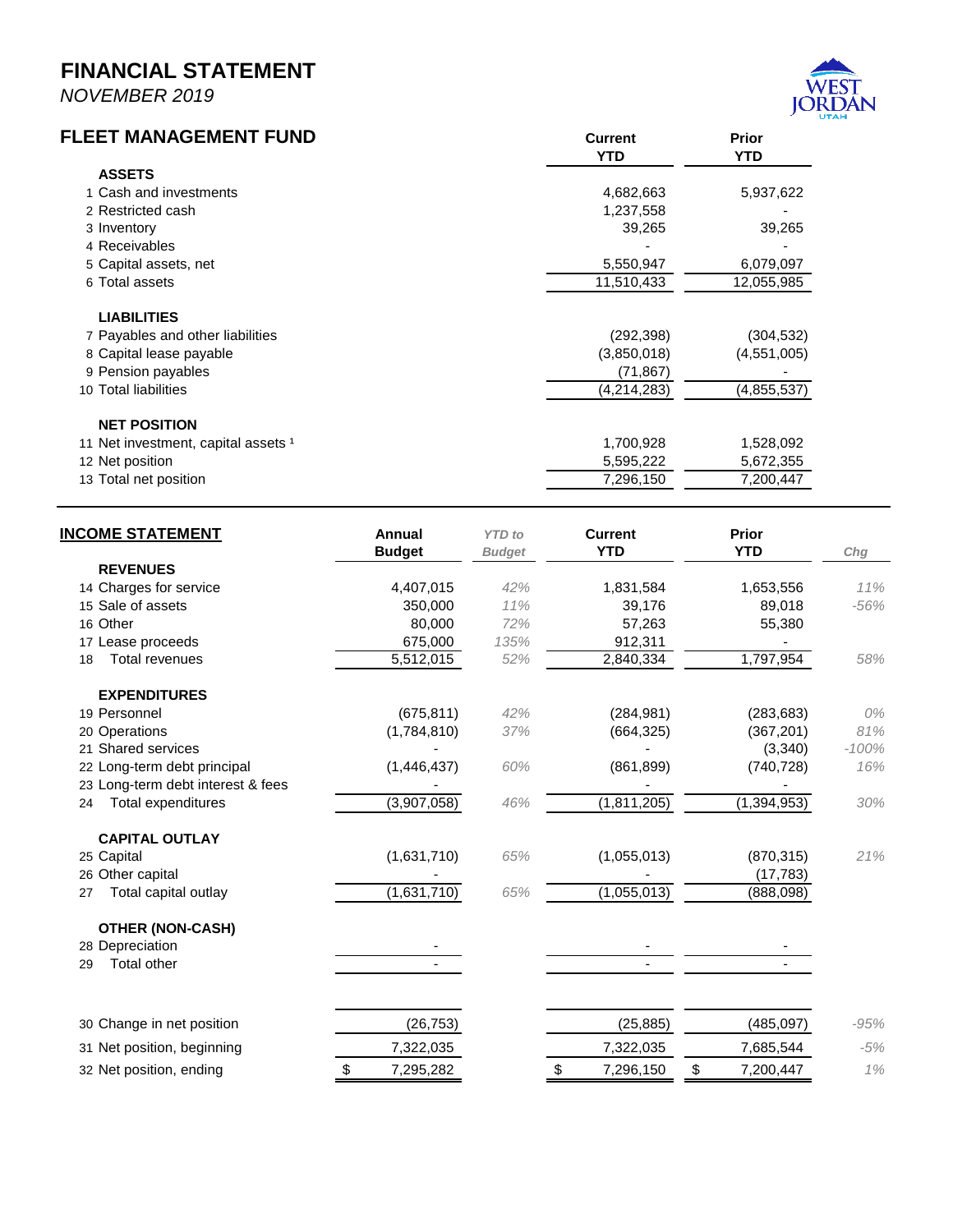# FINANCIAL STATEMENT

*NOVEMBER 2019*

## FLEET MANAGEMENT FUND

| | | Current YTD | Prior YTD |
|---|---|---|---|
| | **ASSETS** | | |
| 1 | Cash and investments | 4,682,663 | 5,937,622 |
| 2 | Restricted cash | 1,237,558 | - |
| 3 | Inventory | 39,265 | 39,265 |
| 4 | Receivables | - | - |
| 5 | Capital assets, net | 5,550,947 | 6,079,097 |
| 6 | Total assets | 11,510,433 | 12,055,985 |
| | **LIABILITIES** | | |
| 7 | Payables and other liabilities | (292,398) | (304,532) |
| 8 | Capital lease payable | (3,850,018) | (4,551,005) |
| 9 | Pension payables | (71,867) | - |
| 10 | Total liabilities | (4,214,283) | (4,855,537) |
| | **NET POSITION** | | |
| 11 | Net investment, capital assets [1] | 1,700,928 | 1,528,092 |
| 12 | Net position | 5,595,222 | 5,672,355 |
| 13 | Total net position | 7,296,150 | 7,200,447 |

## INCOME STATEMENT

| | | Annual Budget | *YTD to Budget* | Current YTD | Prior YTD | *Chg* |
|---|---|---|---|---|---|---|
| | **REVENUES** | | | | | |
| 14 | Charges for service | 4,407,015 | *42%* | 1,831,584 | 1,653,556 | *11%* |
| 15 | Sale of assets | 350,000 | *11%* | 39,176 | 89,018 | *-56%* |
| 16 | Other | 80,000 | *72%* | 57,263 | 55,380 | |
| 17 | Lease proceeds | 675,000 | *135%* | 912,311 | - | |
| 18 | Total revenues | 5,512,015 | *52%* | 2,840,334 | 1,797,954 | *58%* |
| | **EXPENDITURES** | | | | | |
| 19 | Personnel | (675,811) | *42%* | (284,981) | (283,683) | *0%* |
| 20 | Operations | (1,784,810) | *37%* | (664,325) | (367,201) | *81%* |
| 21 | Shared services | - | | - | (3,340) | *-100%* |
| 22 | Long-term debt principal | (1,446,437) | *60%* | (861,899) | (740,728) | *16%* |
| 23 | Long-term debt interest & fees | - | | - | - | |
| 24 | Total expenditures | (3,907,058) | *46%* | (1,811,205) | (1,394,953) | *30%* |
| | **CAPITAL OUTLAY** | | | | | |
| 25 | Capital | (1,631,710) | *65%* | (1,055,013) | (870,315) | *21%* |
| 26 | Other capital | - | | - | (17,783) | |
| 27 | Total capital outlay | (1,631,710) | *65%* | (1,055,013) | (888,098) | |
| | **OTHER (NON-CASH)** | | | | | |
| 28 | Depreciation | - | | - | - | |
| 29 | Total other | - | | - | - | |
| 30 | Change in net position | (26,753) | | (25,885) | (485,097) | *-95%* |
| 31 | Net position, beginning | 7,322,035 | | 7,322,035 | 7,685,544 | *-5%* |
| 32 | Net position, ending | $ 7,295,282 | | $ 7,296,150 | $ 7,200,447 | *1%* |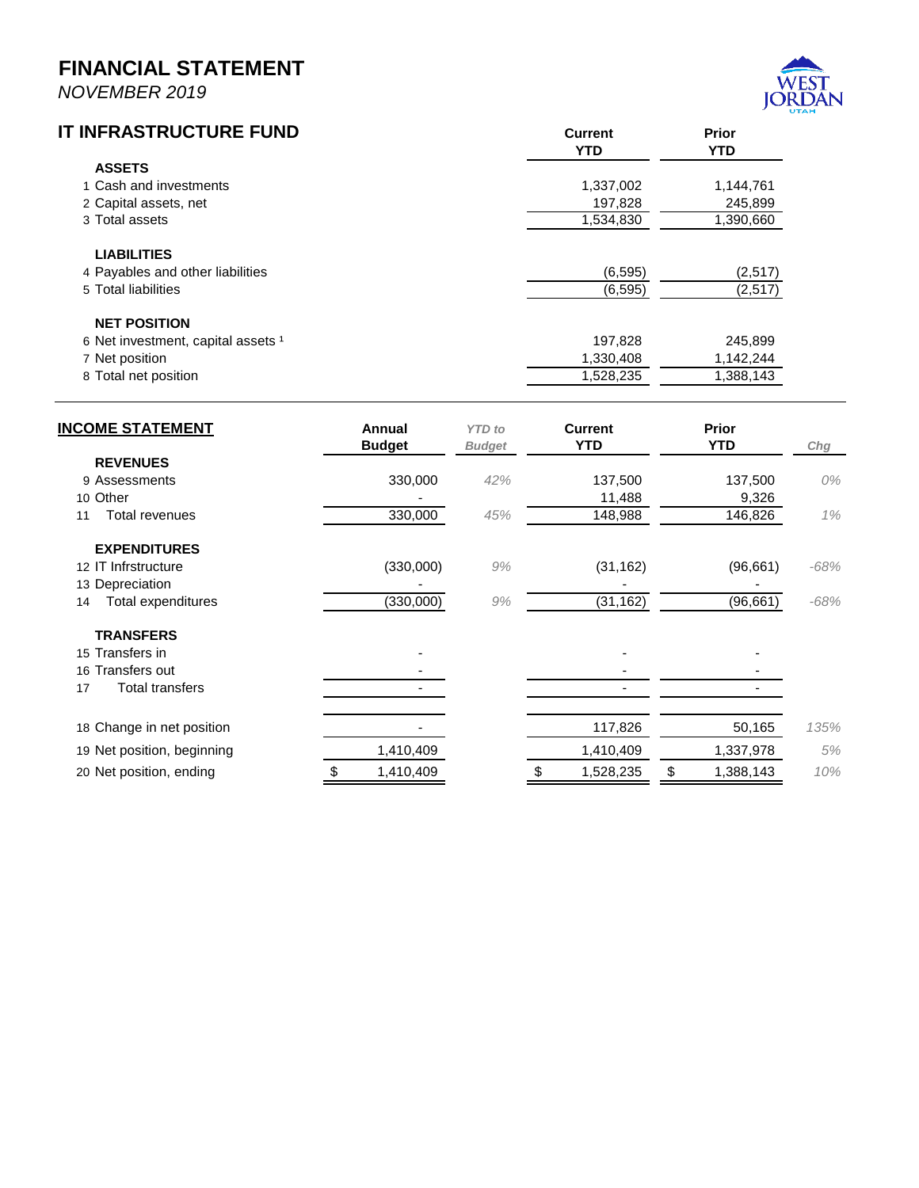# FINANCIAL STATEMENT

*NOVEMBER 2019*

## IT INFRASTRUCTURE FUND

| | | Current YTD | Prior YTD |
|---|---|---|---|
| | **ASSETS** | | |
| 1 | Cash and investments | 1,337,002 | 1,144,761 |
| 2 | Capital assets, net | 197,828 | 245,899 |
| 3 | Total assets | 1,534,830 | 1,390,660 |
| | **LIABILITIES** | | |
| 4 | Payables and other liabilities | (6,595) | (2,517) |
| 5 | Total liabilities | (6,595) | (2,517) |
| | **NET POSITION** | | |
| 6 | Net investment, capital assets [1] | 197,828 | 245,899 |
| 7 | Net position | 1,330,408 | 1,142,244 |
| 8 | Total net position | 1,528,235 | 1,388,143 |

## INCOME STATEMENT

| | | Annual Budget | *YTD to Budget* | Current YTD | Prior YTD | *Chg* |
|---|---|---|---|---|---|---|
| | **REVENUES** | | | | | |
| 9 | Assessments | 330,000 | *42%* | 137,500 | 137,500 | *0%* |
| 10 | Other | - | | 11,488 | 9,326 | |
| 11 | Total revenues | 330,000 | *45%* | 148,988 | 146,826 | *1%* |
| | **EXPENDITURES** | | | | | |
| 12 | IT Infrstructure | (330,000) | *9%* | (31,162) | (96,661) | *-68%* |
| 13 | Depreciation | - | | - | - | |
| 14 | Total expenditures | (330,000) | *9%* | (31,162) | (96,661) | *-68%* |
| | **TRANSFERS** | | | | | |
| 15 | Transfers in | - | | - | - | |
| 16 | Transfers out | - | | - | - | |
| 17 | Total transfers | - | | - | - | |
| 18 | Change in net position | - | | 117,826 | 50,165 | *135%* |
| 19 | Net position, beginning | 1,410,409 | | 1,410,409 | 1,337,978 | *5%* |
| 20 | Net position, ending | $ 1,410,409 | | $ 1,528,235 | $ 1,388,143 | *10%* |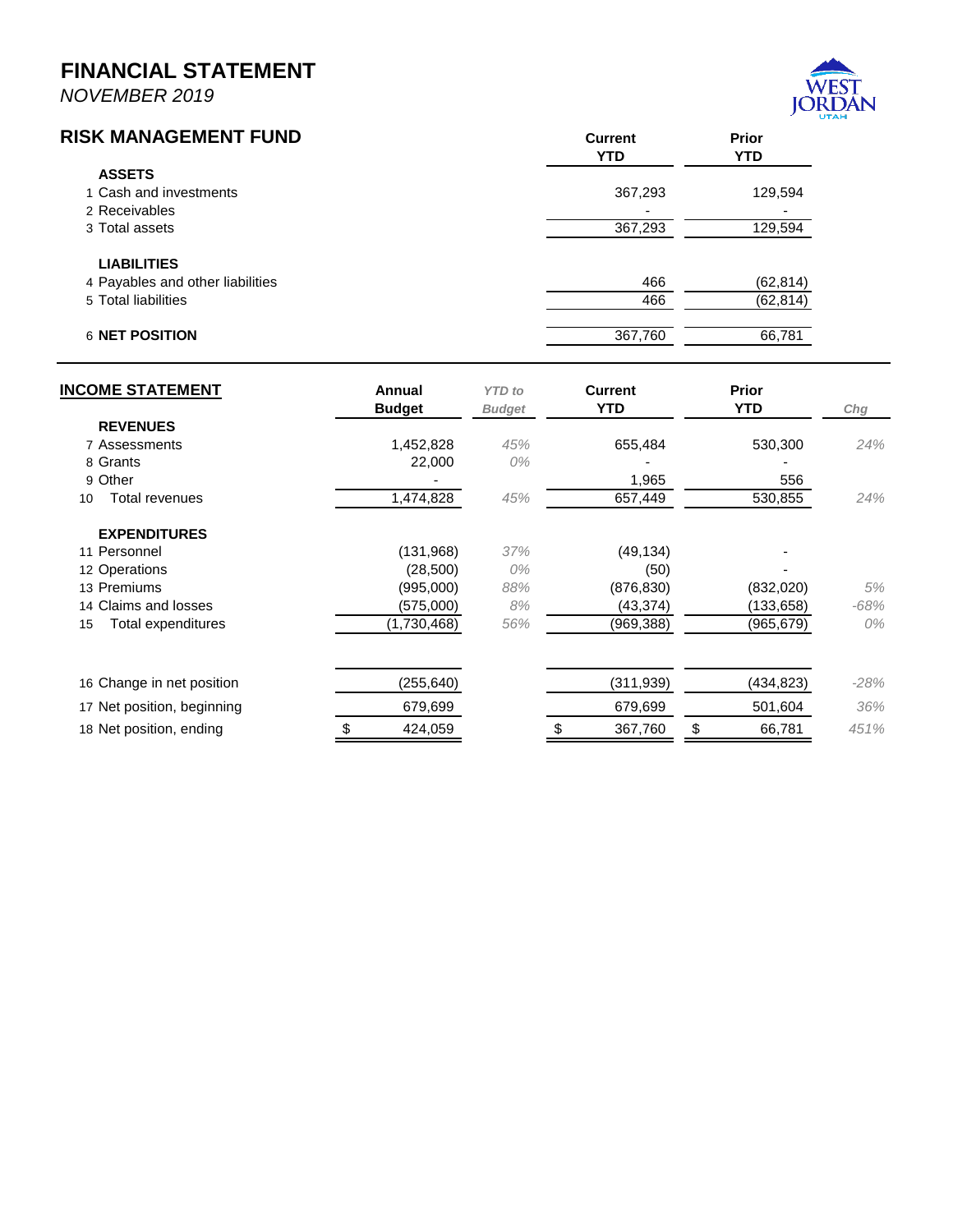# FINANCIAL STATEMENT

*NOVEMBER 2019*

## RISK MANAGEMENT FUND

| | | Current YTD | Prior YTD |
|---|---|---|---|
| | **ASSETS** | | |
| 1 | Cash and investments | 367,293 | 129,594 |
| 2 | Receivables | - | - |
| 3 | Total assets | 367,293 | 129,594 |
| | **LIABILITIES** | | |
| 4 | Payables and other liabilities | 466 | (62,814) |
| 5 | Total liabilities | 466 | (62,814) |
| 6 | **NET POSITION** | 367,760 | 66,781 |

## INCOME STATEMENT

| | | Annual Budget | *YTD to Budget* | Current YTD | Prior YTD | *Chg* |
|---|---|---|---|---|---|---|
| | **REVENUES** | | | | | |
| 7 | Assessments | 1,452,828 | *45%* | 655,484 | 530,300 | *24%* |
| 8 | Grants | 22,000 | *0%* | - | - | |
| 9 | Other | - | | 1,965 | 556 | |
| 10 | Total revenues | 1,474,828 | *45%* | 657,449 | 530,855 | *24%* |
| | **EXPENDITURES** | | | | | |
| 11 | Personnel | (131,968) | *37%* | (49,134) | - | |
| 12 | Operations | (28,500) | *0%* | (50) | - | |
| 13 | Premiums | (995,000) | *88%* | (876,830) | (832,020) | *5%* |
| 14 | Claims and losses | (575,000) | *8%* | (43,374) | (133,658) | *-68%* |
| 15 | Total expenditures | (1,730,468) | *56%* | (969,388) | (965,679) | *0%* |
| 16 | Change in net position | (255,640) | | (311,939) | (434,823) | *-28%* |
| 17 | Net position, beginning | 679,699 | | 679,699 | 501,604 | *36%* |
| 18 | Net position, ending | $ 424,059 | | $ 367,760 | $ 66,781 | *451%* |